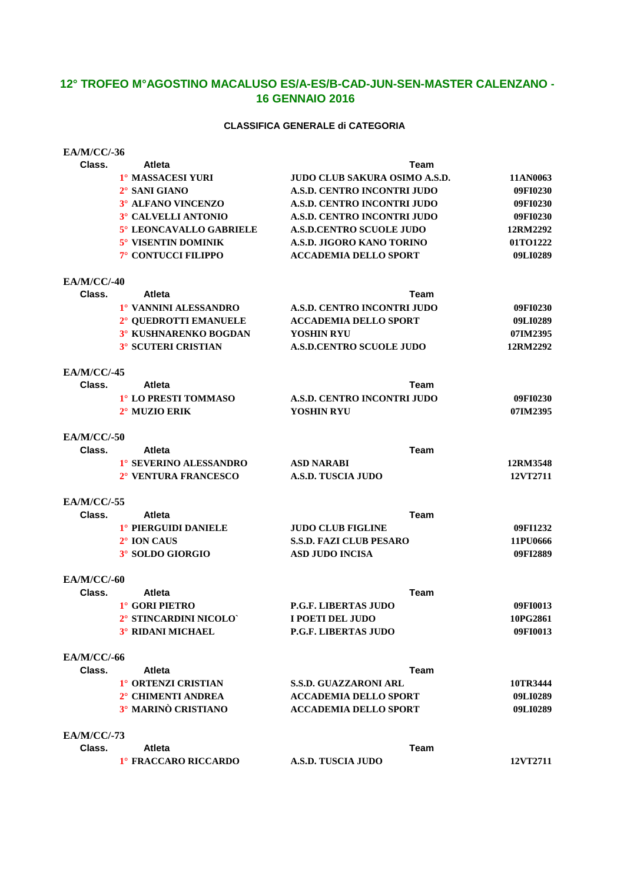# 12° TROFEO M°AGOSTINO MACALUSO ES/A-ES/B-CAD-JUN-SEN-MASTER CALENZANO - 16 GENNAIO 2016

### CLASSIFICA GENERALE di CATEGORIA

**EA/M/CC/-36**

| Class. | Atleta | Team | |
|---|---|---|---|
| 1° | MASSACESI YURI | JUDO CLUB SAKURA OSIMO A.S.D. | 11AN0063 |
| 2° | SANI GIANO | A.S.D. CENTRO INCONTRI JUDO | 09FI0230 |
| 3° | ALFANO VINCENZO | A.S.D. CENTRO INCONTRI JUDO | 09FI0230 |
| 3° | CALVELLI ANTONIO | A.S.D. CENTRO INCONTRI JUDO | 09FI0230 |
| 5° | LEONCAVALLO GABRIELE | A.S.D.CENTRO SCUOLE JUDO | 12RM2292 |
| 5° | VISENTIN DOMINIK | A.S.D. JIGORO KANO TORINO | 01TO1222 |
| 7° | CONTUCCI FILIPPO | ACCADEMIA DELLO SPORT | 09LI0289 |

**EA/M/CC/-40**

| Class. | Atleta | Team | |
|---|---|---|---|
| 1° | VANNINI ALESSANDRO | A.S.D. CENTRO INCONTRI JUDO | 09FI0230 |
| 2° | QUEDROTTI EMANUELE | ACCADEMIA DELLO SPORT | 09LI0289 |
| 3° | KUSHNARENKO BOGDAN | YOSHIN RYU | 07IM2395 |
| 3° | SCUTERI CRISTIAN | A.S.D.CENTRO SCUOLE JUDO | 12RM2292 |

**EA/M/CC/-45**

| Class. | Atleta | Team | |
|---|---|---|---|
| 1° | LO PRESTI TOMMASO | A.S.D. CENTRO INCONTRI JUDO | 09FI0230 |
| 2° | MUZIO ERIK | YOSHIN RYU | 07IM2395 |

**EA/M/CC/-50**

| Class. | Atleta | Team | |
|---|---|---|---|
| 1° | SEVERINO ALESSANDRO | ASD NARABI | 12RM3548 |
| 2° | VENTURA FRANCESCO | A.S.D. TUSCIA JUDO | 12VT2711 |

**EA/M/CC/-55**

| Class. | Atleta | Team | |
|---|---|---|---|
| 1° | PIERGUIDI DANIELE | JUDO CLUB FIGLINE | 09FI1232 |
| 2° | ION CAUS | S.S.D. FAZI CLUB PESARO | 11PU0666 |
| 3° | SOLDO GIORGIO | ASD JUDO INCISA | 09FI2889 |

**EA/M/CC/-60**

| Class. | Atleta | Team | |
|---|---|---|---|
| 1° | GORI PIETRO | P.G.F. LIBERTAS JUDO | 09FI0013 |
| 2° | STINCARDINI NICOLO` | I POETI DEL JUDO | 10PG2861 |
| 3° | RIDANI MICHAEL | P.G.F. LIBERTAS JUDO | 09FI0013 |

**EA/M/CC/-66**

| Class. | Atleta | Team | |
|---|---|---|---|
| 1° | ORTENZI CRISTIAN | S.S.D. GUAZZARONI ARL | 10TR3444 |
| 2° | CHIMENTI ANDREA | ACCADEMIA DELLO SPORT | 09LI0289 |
| 3° | MARINÒ CRISTIANO | ACCADEMIA DELLO SPORT | 09LI0289 |

**EA/M/CC/-73**

| Class. | Atleta | Team | |
|---|---|---|---|
| 1° | FRACCARO RICCARDO | A.S.D. TUSCIA JUDO | 12VT2711 |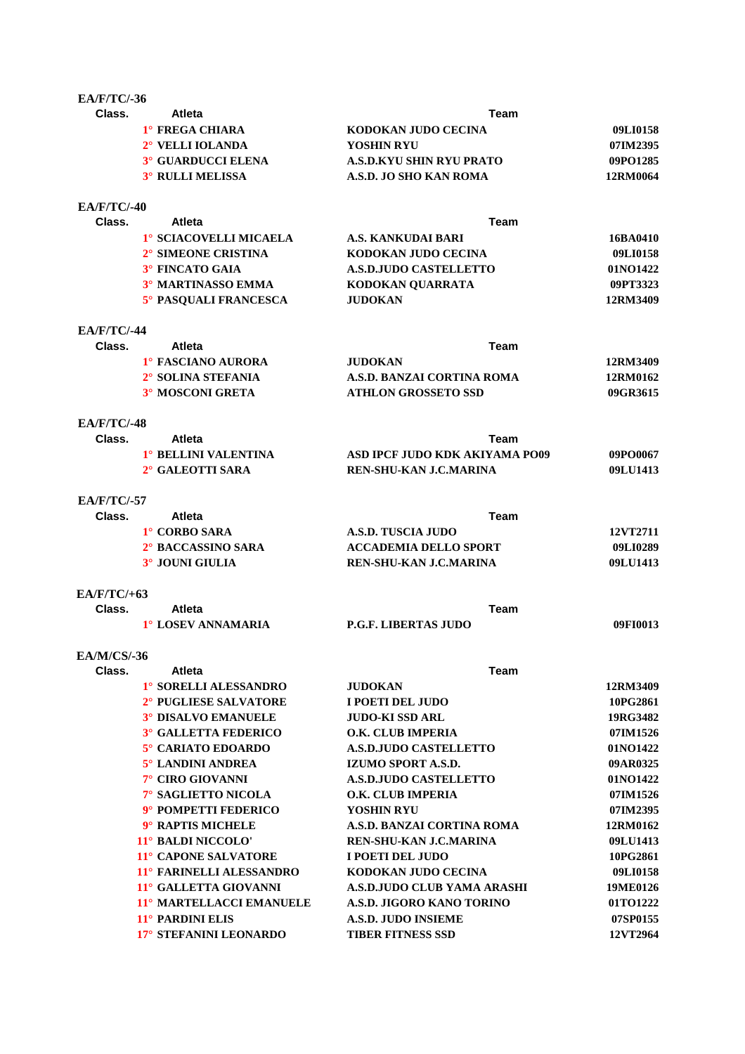**EA/F/TC/-36**

| Class. | Atleta | Team | |
|---|---|---|---|
| 1° | FREGA CHIARA | KODOKAN JUDO CECINA | 09LI0158 |
| 2° | VELLI IOLANDA | YOSHIN RYU | 07IM2395 |
| 3° | GUARDUCCI ELENA | A.S.D.KYU SHIN RYU PRATO | 09PO1285 |
| 3° | RULLI MELISSA | A.S.D. JO SHO KAN ROMA | 12RM0064 |

**EA/F/TC/-40**

| Class. | Atleta | Team | |
|---|---|---|---|
| 1° | SCIACOVELLI MICAELA | A.S. KANKUDAI BARI | 16BA0410 |
| 2° | SIMEONE CRISTINA | KODOKAN JUDO CECINA | 09LI0158 |
| 3° | FINCATO GAIA | A.S.D.JUDO CASTELLETTO | 01NO1422 |
| 3° | MARTINASSO EMMA | KODOKAN QUARRATA | 09PT3323 |
| 5° | PASQUALI FRANCESCA | JUDOKAN | 12RM3409 |

**EA/F/TC/-44**

| Class. | Atleta | Team | |
|---|---|---|---|
| 1° | FASCIANO AURORA | JUDOKAN | 12RM3409 |
| 2° | SOLINA STEFANIA | A.S.D. BANZAI CORTINA ROMA | 12RM0162 |
| 3° | MOSCONI GRETA | ATHLON GROSSETO SSD | 09GR3615 |

**EA/F/TC/-48**

| Class. | Atleta | Team | |
|---|---|---|---|
| 1° | BELLINI VALENTINA | ASD IPCF JUDO KDK AKIYAMA PO09 | 09PO0067 |
| 2° | GALEOTTI SARA | REN-SHU-KAN J.C.MARINA | 09LU1413 |

**EA/F/TC/-57**

| Class. | Atleta | Team | |
|---|---|---|---|
| 1° | CORBO SARA | A.S.D. TUSCIA JUDO | 12VT2711 |
| 2° | BACCASSINO SARA | ACCADEMIA DELLO SPORT | 09LI0289 |
| 3° | JOUNI GIULIA | REN-SHU-KAN J.C.MARINA | 09LU1413 |

**EA/F/TC/+63**

| Class. | Atleta | Team | |
|---|---|---|---|
| 1° | LOSEV ANNAMARIA | P.G.F. LIBERTAS JUDO | 09FI0013 |

**EA/M/CS/-36**

| Class. | Atleta | Team | |
|---|---|---|---|
| 1° | SORELLI ALESSANDRO | JUDOKAN | 12RM3409 |
| 2° | PUGLIESE SALVATORE | I POETI DEL JUDO | 10PG2861 |
| 3° | DISALVO EMANUELE | JUDO-KI SSD ARL | 19RG3482 |
| 3° | GALLETTA FEDERICO | O.K. CLUB IMPERIA | 07IM1526 |
| 5° | CARIATO EDOARDO | A.S.D.JUDO CASTELLETTO | 01NO1422 |
| 5° | LANDINI ANDREA | IZUMO SPORT A.S.D. | 09AR0325 |
| 7° | CIRO GIOVANNI | A.S.D.JUDO CASTELLETTO | 01NO1422 |
| 7° | SAGLIETTO NICOLA | O.K. CLUB IMPERIA | 07IM1526 |
| 9° | POMPETTI FEDERICO | YOSHIN RYU | 07IM2395 |
| 9° | RAPTIS MICHELE | A.S.D. BANZAI CORTINA ROMA | 12RM0162 |
| 11° | BALDI NICCOLO' | REN-SHU-KAN J.C.MARINA | 09LU1413 |
| 11° | CAPONE SALVATORE | I POETI DEL JUDO | 10PG2861 |
| 11° | FARINELLI ALESSANDRO | KODOKAN JUDO CECINA | 09LI0158 |
| 11° | GALLETTA GIOVANNI | A.S.D.JUDO CLUB YAMA ARASHI | 19ME0126 |
| 11° | MARTELLACCI EMANUELE | A.S.D. JIGORO KANO TORINO | 01TO1222 |
| 11° | PARDINI ELIS | A.S.D. JUDO INSIEME | 07SP0155 |
| 17° | STEFANINI LEONARDO | TIBER FITNESS SSD | 12VT2964 |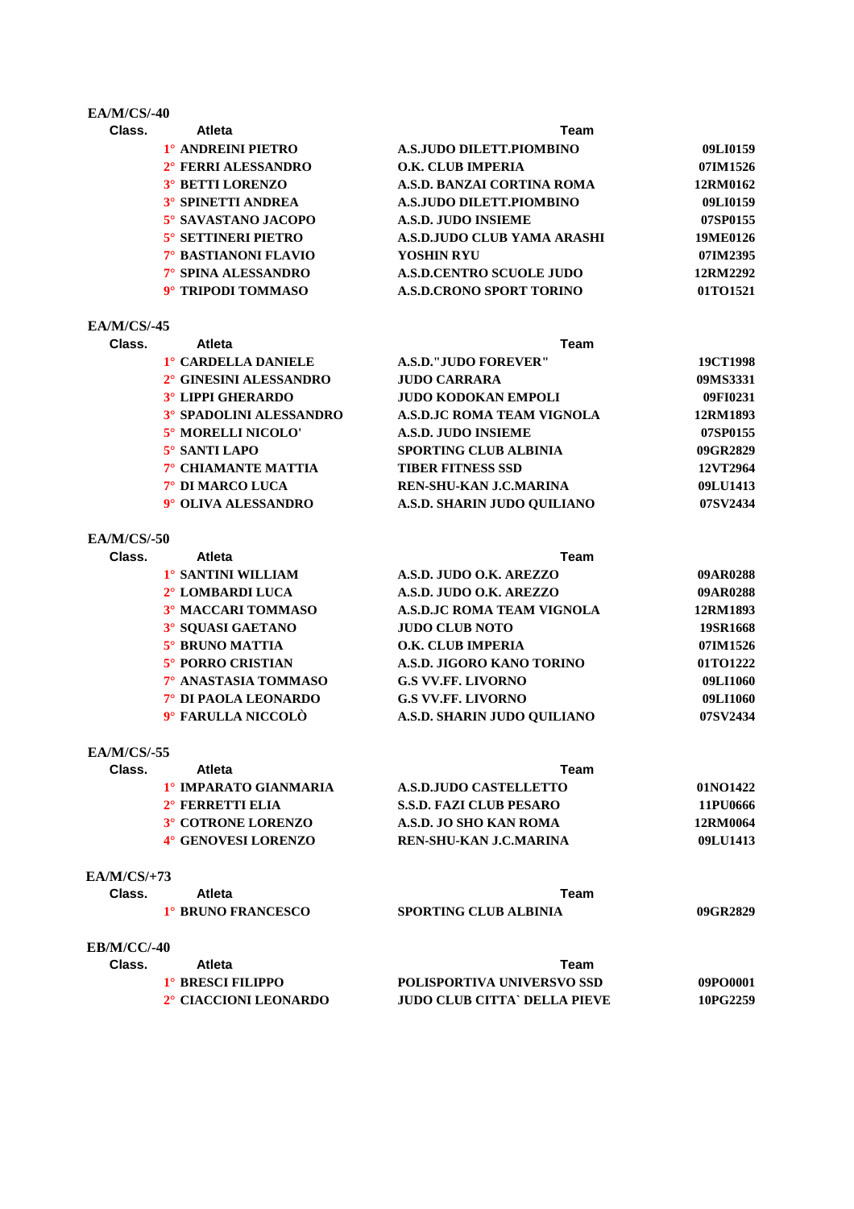**EA/M/CS/-40**

| Class. | Atleta | Team | |
|---|---|---|---|
| 1° | ANDREINI PIETRO | A.S.JUDO DILETT.PIOMBINO | 09LI0159 |
| 2° | FERRI ALESSANDRO | O.K. CLUB IMPERIA | 07IM1526 |
| 3° | BETTI LORENZO | A.S.D. BANZAI CORTINA ROMA | 12RM0162 |
| 3° | SPINETTI ANDREA | A.S.JUDO DILETT.PIOMBINO | 09LI0159 |
| 5° | SAVASTANO JACOPO | A.S.D. JUDO INSIEME | 07SP0155 |
| 5° | SETTINERI PIETRO | A.S.D.JUDO CLUB YAMA ARASHI | 19ME0126 |
| 7° | BASTIANONI FLAVIO | YOSHIN RYU | 07IM2395 |
| 7° | SPINA ALESSANDRO | A.S.D.CENTRO SCUOLE JUDO | 12RM2292 |
| 9° | TRIPODI TOMMASO | A.S.D.CRONO SPORT TORINO | 01TO1521 |

**EA/M/CS/-45**

| Class. | Atleta | Team | |
|---|---|---|---|
| 1° | CARDELLA DANIELE | A.S.D."JUDO FOREVER" | 19CT1998 |
| 2° | GINESINI ALESSANDRO | JUDO CARRARA | 09MS3331 |
| 3° | LIPPI GHERARDO | JUDO KODOKAN EMPOLI | 09FI0231 |
| 3° | SPADOLINI ALESSANDRO | A.S.D.JC ROMA TEAM VIGNOLA | 12RM1893 |
| 5° | MORELLI NICOLO' | A.S.D. JUDO INSIEME | 07SP0155 |
| 5° | SANTI LAPO | SPORTING CLUB ALBINIA | 09GR2829 |
| 7° | CHIAMANTE MATTIA | TIBER FITNESS SSD | 12VT2964 |
| 7° | DI MARCO LUCA | REN-SHU-KAN J.C.MARINA | 09LU1413 |
| 9° | OLIVA ALESSANDRO | A.S.D. SHARIN JUDO QUILIANO | 07SV2434 |

**EA/M/CS/-50**

| Class. | Atleta | Team | |
|---|---|---|---|
| 1° | SANTINI WILLIAM | A.S.D. JUDO O.K. AREZZO | 09AR0288 |
| 2° | LOMBARDI LUCA | A.S.D. JUDO O.K. AREZZO | 09AR0288 |
| 3° | MACCARI TOMMASO | A.S.D.JC ROMA TEAM VIGNOLA | 12RM1893 |
| 3° | SQUASI GAETANO | JUDO CLUB NOTO | 19SR1668 |
| 5° | BRUNO MATTIA | O.K. CLUB IMPERIA | 07IM1526 |
| 5° | PORRO CRISTIAN | A.S.D. JIGORO KANO TORINO | 01TO1222 |
| 7° | ANASTASIA TOMMASO | G.S VV.FF. LIVORNO | 09LI1060 |
| 7° | DI PAOLA LEONARDO | G.S VV.FF. LIVORNO | 09LI1060 |
| 9° | FARULLA NICCOLÒ | A.S.D. SHARIN JUDO QUILIANO | 07SV2434 |

**EA/M/CS/-55**

| Class. | Atleta | Team | |
|---|---|---|---|
| 1° | IMPARATO GIANMARIA | A.S.D.JUDO CASTELLETTO | 01NO1422 |
| 2° | FERRETTI ELIA | S.S.D. FAZI CLUB PESARO | 11PU0666 |
| 3° | COTRONE LORENZO | A.S.D. JO SHO KAN ROMA | 12RM0064 |
| 4° | GENOVESI LORENZO | REN-SHU-KAN J.C.MARINA | 09LU1413 |

**EA/M/CS/+73**

| Class. | Atleta | Team | |
|---|---|---|---|
| 1° | BRUNO FRANCESCO | SPORTING CLUB ALBINIA | 09GR2829 |

**EB/M/CC/-40**

| Class. | Atleta | Team | |
|---|---|---|---|
| 1° | BRESCI FILIPPO | POLISPORTIVA UNIVERSVO SSD | 09PO0001 |
| 2° | CIACCIONI LEONARDO | JUDO CLUB CITTA` DELLA PIEVE | 10PG2259 |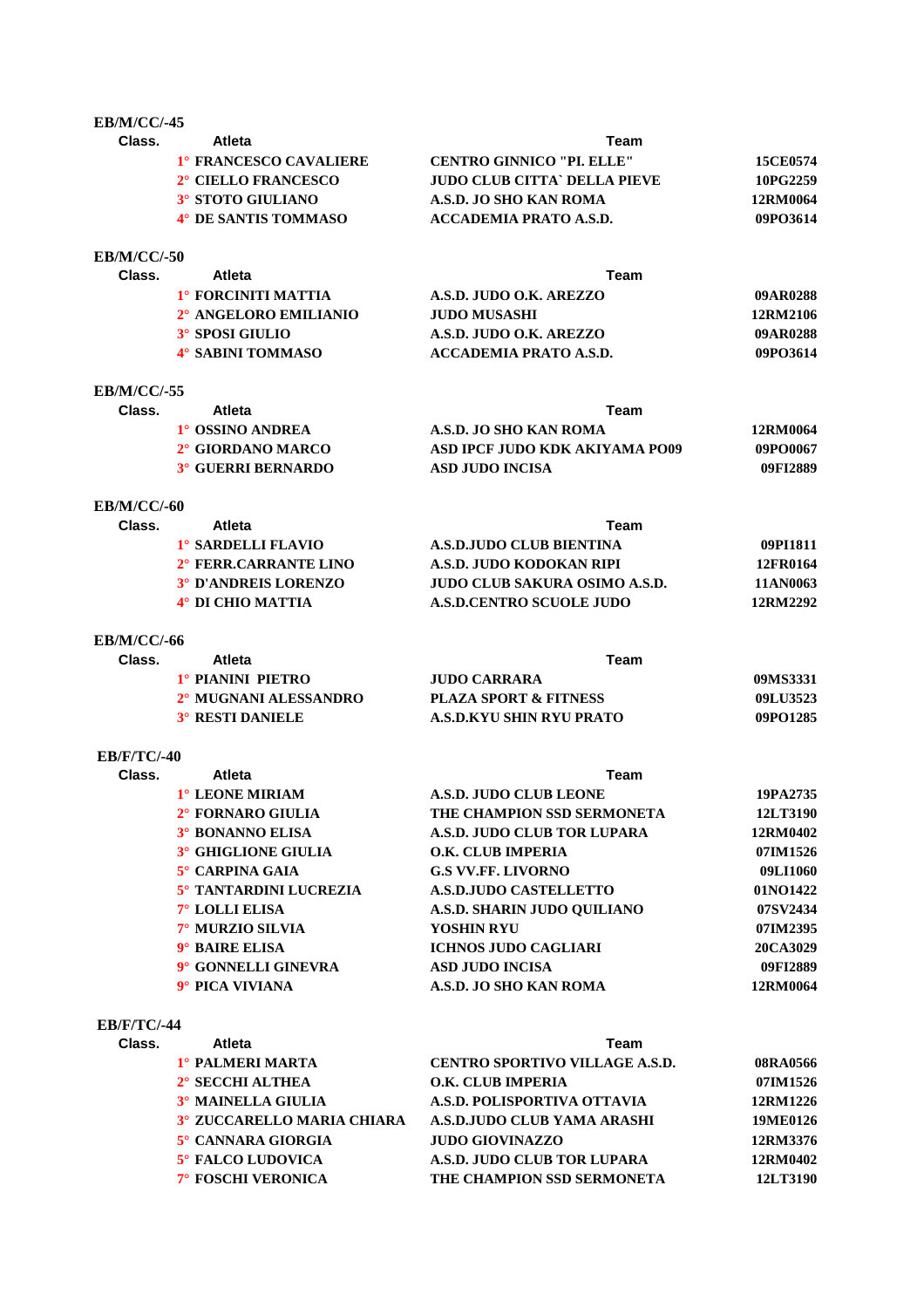**EB/M/CC/-45**

| Class. | Atleta | Team | |
|---|---|---|---|
| 1° | FRANCESCO CAVALIERE | CENTRO GINNICO "PI. ELLE" | 15CE0574 |
| 2° | CIELLO FRANCESCO | JUDO CLUB CITTA` DELLA PIEVE | 10PG2259 |
| 3° | STOTO GIULIANO | A.S.D. JO SHO KAN ROMA | 12RM0064 |
| 4° | DE SANTIS TOMMASO | ACCADEMIA PRATO A.S.D. | 09PO3614 |

**EB/M/CC/-50**

| Class. | Atleta | Team | |
|---|---|---|---|
| 1° | FORCINITI MATTIA | A.S.D. JUDO O.K. AREZZO | 09AR0288 |
| 2° | ANGELORO EMILIANIO | JUDO MUSASHI | 12RM2106 |
| 3° | SPOSI GIULIO | A.S.D. JUDO O.K. AREZZO | 09AR0288 |
| 4° | SABINI TOMMASO | ACCADEMIA PRATO A.S.D. | 09PO3614 |

**EB/M/CC/-55**

| Class. | Atleta | Team | |
|---|---|---|---|
| 1° | OSSINO ANDREA | A.S.D. JO SHO KAN ROMA | 12RM0064 |
| 2° | GIORDANO MARCO | ASD IPCF JUDO KDK AKIYAMA PO09 | 09PO0067 |
| 3° | GUERRI BERNARDO | ASD JUDO INCISA | 09FI2889 |

**EB/M/CC/-60**

| Class. | Atleta | Team | |
|---|---|---|---|
| 1° | SARDELLI FLAVIO | A.S.D.JUDO CLUB BIENTINA | 09PI1811 |
| 2° | FERR.CARRANTE LINO | A.S.D. JUDO KODOKAN RIPI | 12FR0164 |
| 3° | D'ANDREIS LORENZO | JUDO CLUB SAKURA OSIMO A.S.D. | 11AN0063 |
| 4° | DI CHIO MATTIA | A.S.D.CENTRO SCUOLE JUDO | 12RM2292 |

**EB/M/CC/-66**

| Class. | Atleta | Team | |
|---|---|---|---|
| 1° | PIANINI PIETRO | JUDO CARRARA | 09MS3331 |
| 2° | MUGNANI ALESSANDRO | PLAZA SPORT & FITNESS | 09LU3523 |
| 3° | RESTI DANIELE | A.S.D.KYU SHIN RYU PRATO | 09PO1285 |

**EB/F/TC/-40**

| Class. | Atleta | Team | |
|---|---|---|---|
| 1° | LEONE MIRIAM | A.S.D. JUDO CLUB LEONE | 19PA2735 |
| 2° | FORNARO GIULIA | THE CHAMPION SSD SERMONETA | 12LT3190 |
| 3° | BONANNO ELISA | A.S.D. JUDO CLUB TOR LUPARA | 12RM0402 |
| 3° | GHIGLIONE GIULIA | O.K. CLUB IMPERIA | 07IM1526 |
| 5° | CARPINA GAIA | G.S VV.FF. LIVORNO | 09LI1060 |
| 5° | TANTARDINI LUCREZIA | A.S.D.JUDO CASTELLETTO | 01NO1422 |
| 7° | LOLLI ELISA | A.S.D. SHARIN JUDO QUILIANO | 07SV2434 |
| 7° | MURZIO SILVIA | YOSHIN RYU | 07IM2395 |
| 9° | BAIRE ELISA | ICHNOS JUDO CAGLIARI | 20CA3029 |
| 9° | GONNELLI GINEVRA | ASD JUDO INCISA | 09FI2889 |
| 9° | PICA VIVIANA | A.S.D. JO SHO KAN ROMA | 12RM0064 |

**EB/F/TC/-44**

| Class. | Atleta | Team | |
|---|---|---|---|
| 1° | PALMERI MARTA | CENTRO SPORTIVO VILLAGE A.S.D. | 08RA0566 |
| 2° | SECCHI ALTHEA | O.K. CLUB IMPERIA | 07IM1526 |
| 3° | MAINELLA GIULIA | A.S.D. POLISPORTIVA OTTAVIA | 12RM1226 |
| 3° | ZUCCARELLO MARIA CHIARA | A.S.D.JUDO CLUB YAMA ARASHI | 19ME0126 |
| 5° | CANNARA GIORGIA | JUDO GIOVINAZZO | 12RM3376 |
| 5° | FALCO LUDOVICA | A.S.D. JUDO CLUB TOR LUPARA | 12RM0402 |
| 7° | FOSCHI VERONICA | THE CHAMPION SSD SERMONETA | 12LT3190 |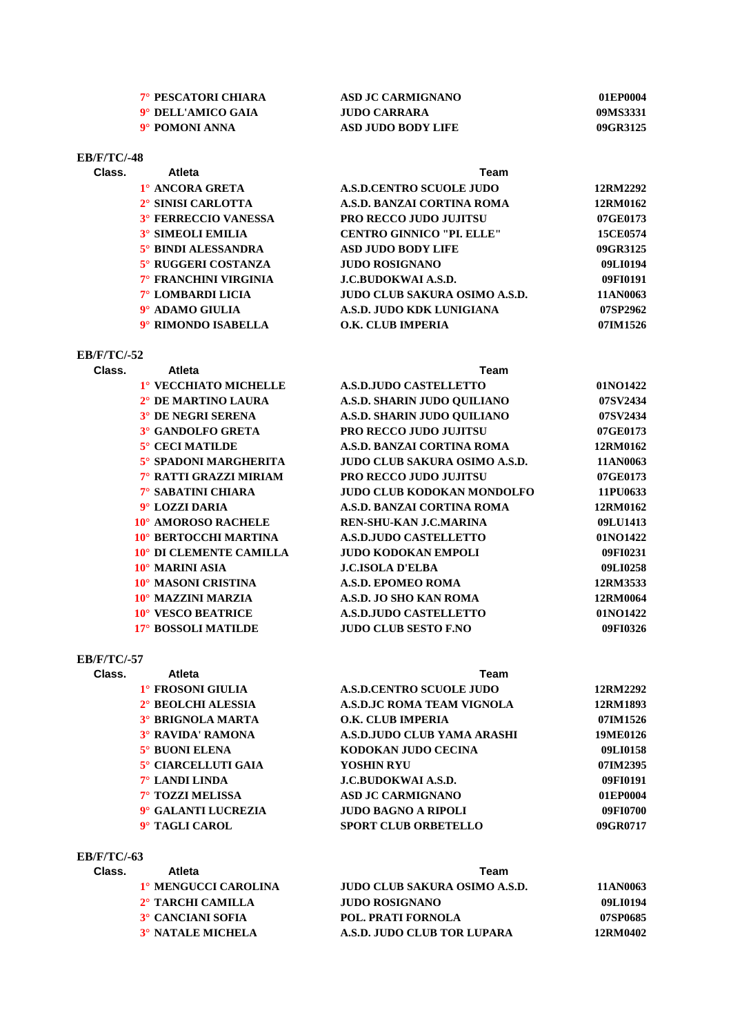| Class. | Atleta | Team | |
|---|---|---|---|
| 7° | PESCATORI CHIARA | ASD JC CARMIGNANO | 01EP0004 |
| 9° | DELL'AMICO GAIA | JUDO CARRARA | 09MS3331 |
| 9° | POMONI ANNA | ASD JUDO BODY LIFE | 09GR3125 |

**EB/F/TC/-48**

| Class. | Atleta | Team | |
|---|---|---|---|
| 1° | ANCORA GRETA | A.S.D.CENTRO SCUOLE JUDO | 12RM2292 |
| 2° | SINISI CARLOTTA | A.S.D. BANZAI CORTINA ROMA | 12RM0162 |
| 3° | FERRECCIO VANESSA | PRO RECCO JUDO JUJITSU | 07GE0173 |
| 3° | SIMEOLI EMILIA | CENTRO GINNICO "PI. ELLE" | 15CE0574 |
| 5° | BINDI ALESSANDRA | ASD JUDO BODY LIFE | 09GR3125 |
| 5° | RUGGERI COSTANZA | JUDO ROSIGNANO | 09LI0194 |
| 7° | FRANCHINI VIRGINIA | J.C.BUDOKWAI A.S.D. | 09FI0191 |
| 7° | LOMBARDI LICIA | JUDO CLUB SAKURA OSIMO A.S.D. | 11AN0063 |
| 9° | ADAMO GIULIA | A.S.D. JUDO KDK LUNIGIANA | 07SP2962 |
| 9° | RIMONDO ISABELLA | O.K. CLUB IMPERIA | 07IM1526 |

**EB/F/TC/-52**

| Class. | Atleta | Team | |
|---|---|---|---|
| 1° | VECCHIATO MICHELLE | A.S.D.JUDO CASTELLETTO | 01NO1422 |
| 2° | DE MARTINO LAURA | A.S.D. SHARIN JUDO QUILIANO | 07SV2434 |
| 3° | DE NEGRI SERENA | A.S.D. SHARIN JUDO QUILIANO | 07SV2434 |
| 3° | GANDOLFO GRETA | PRO RECCO JUDO JUJITSU | 07GE0173 |
| 5° | CECI MATILDE | A.S.D. BANZAI CORTINA ROMA | 12RM0162 |
| 5° | SPADONI MARGHERITA | JUDO CLUB SAKURA OSIMO A.S.D. | 11AN0063 |
| 7° | RATTI GRAZZI MIRIAM | PRO RECCO JUDO JUJITSU | 07GE0173 |
| 7° | SABATINI CHIARA | JUDO CLUB KODOKAN MONDOLFO | 11PU0633 |
| 9° | LOZZI DARIA | A.S.D. BANZAI CORTINA ROMA | 12RM0162 |
| 10° | AMOROSO RACHELE | REN-SHU-KAN J.C.MARINA | 09LU1413 |
| 10° | BERTOCCHI MARTINA | A.S.D.JUDO CASTELLETTO | 01NO1422 |
| 10° | DI CLEMENTE CAMILLA | JUDO KODOKAN EMPOLI | 09FI0231 |
| 10° | MARINI ASIA | J.C.ISOLA D'ELBA | 09LI0258 |
| 10° | MASONI CRISTINA | A.S.D. EPOMEO ROMA | 12RM3533 |
| 10° | MAZZINI MARZIA | A.S.D. JO SHO KAN ROMA | 12RM0064 |
| 10° | VESCO BEATRICE | A.S.D.JUDO CASTELLETTO | 01NO1422 |
| 17° | BOSSOLI MATILDE | JUDO CLUB SESTO F.NO | 09FI0326 |

**EB/F/TC/-57**

| Class. | Atleta | Team | |
|---|---|---|---|
| 1° | FROSONI GIULIA | A.S.D.CENTRO SCUOLE JUDO | 12RM2292 |
| 2° | BEOLCHI ALESSIA | A.S.D.JC ROMA TEAM VIGNOLA | 12RM1893 |
| 3° | BRIGNOLA MARTA | O.K. CLUB IMPERIA | 07IM1526 |
| 3° | RAVIDA' RAMONA | A.S.D.JUDO CLUB YAMA ARASHI | 19ME0126 |
| 5° | BUONI ELENA | KODOKAN JUDO CECINA | 09LI0158 |
| 5° | CIARCELLUTI GAIA | YOSHIN RYU | 07IM2395 |
| 7° | LANDI LINDA | J.C.BUDOKWAI A.S.D. | 09FI0191 |
| 7° | TOZZI MELISSA | ASD JC CARMIGNANO | 01EP0004 |
| 9° | GALANTI LUCREZIA | JUDO BAGNO A RIPOLI | 09FI0700 |
| 9° | TAGLI CAROL | SPORT CLUB ORBETELLO | 09GR0717 |

**EB/F/TC/-63**

| Class. | Atleta | Team | |
|---|---|---|---|
| 1° | MENGUCCI CAROLINA | JUDO CLUB SAKURA OSIMO A.S.D. | 11AN0063 |
| 2° | TARCHI CAMILLA | JUDO ROSIGNANO | 09LI0194 |
| 3° | CANCIANI SOFIA | POL. PRATI FORNOLA | 07SP0685 |
| 3° | NATALE MICHELA | A.S.D. JUDO CLUB TOR LUPARA | 12RM0402 |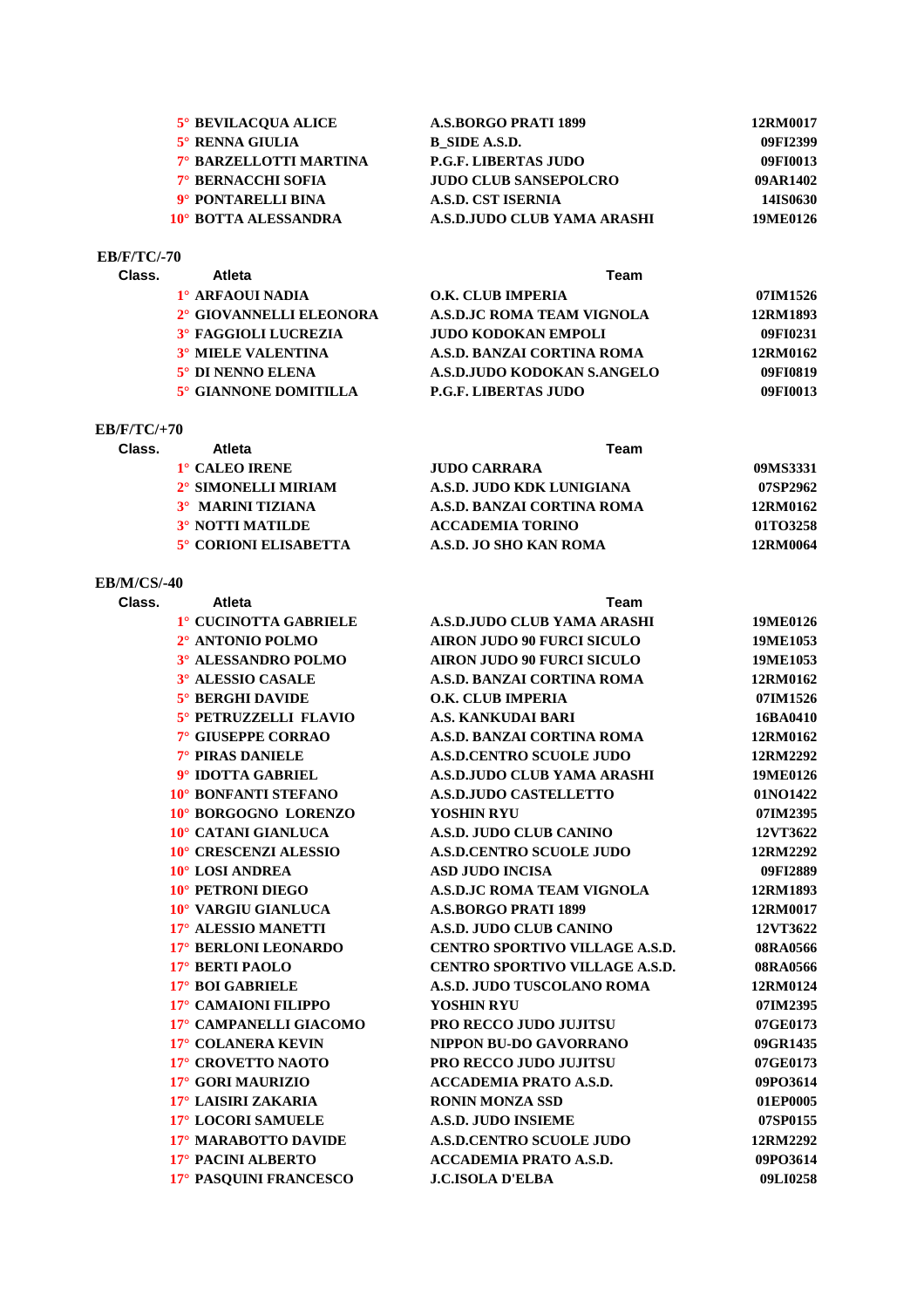| Class. | Atleta | Team | |
|---|---|---|---|
| 5° | BEVILACQUA ALICE | A.S.BORGO PRATI 1899 | 12RM0017 |
| 5° | RENNA GIULIA | B_SIDE A.S.D. | 09FI2399 |
| 7° | BARZELLOTTI MARTINA | P.G.F. LIBERTAS JUDO | 09FI0013 |
| 7° | BERNACCHI SOFIA | JUDO CLUB SANSEPOLCRO | 09AR1402 |
| 9° | PONTARELLI BINA | A.S.D. CST ISERNIA | 14IS0630 |
| 10° | BOTTA ALESSANDRA | A.S.D.JUDO CLUB YAMA ARASHI | 19ME0126 |

**EB/F/TC/-70**

| Class. | Atleta | Team | |
|---|---|---|---|
| 1° | ARFAOUI NADIA | O.K. CLUB IMPERIA | 07IM1526 |
| 2° | GIOVANNELLI ELEONORA | A.S.D.JC ROMA TEAM VIGNOLA | 12RM1893 |
| 3° | FAGGIOLI LUCREZIA | JUDO KODOKAN EMPOLI | 09FI0231 |
| 3° | MIELE VALENTINA | A.S.D. BANZAI CORTINA ROMA | 12RM0162 |
| 5° | DI NENNO ELENA | A.S.D.JUDO KODOKAN S.ANGELO | 09FI0819 |
| 5° | GIANNONE DOMITILLA | P.G.F. LIBERTAS JUDO | 09FI0013 |

**EB/F/TC/+70**

| Class. | Atleta | Team | |
|---|---|---|---|
| 1° | CALEO IRENE | JUDO CARRARA | 09MS3331 |
| 2° | SIMONELLI MIRIAM | A.S.D. JUDO KDK LUNIGIANA | 07SP2962 |
| 3° | MARINI TIZIANA | A.S.D. BANZAI CORTINA ROMA | 12RM0162 |
| 3° | NOTTI MATILDE | ACCADEMIA TORINO | 01TO3258 |
| 5° | CORIONI ELISABETTA | A.S.D. JO SHO KAN ROMA | 12RM0064 |

**EB/M/CS/-40**

| Class. | Atleta | Team | |
|---|---|---|---|
| 1° | CUCINOTTA GABRIELE | A.S.D.JUDO CLUB YAMA ARASHI | 19ME0126 |
| 2° | ANTONIO POLMO | AIRON JUDO 90 FURCI SICULO | 19ME1053 |
| 3° | ALESSANDRO POLMO | AIRON JUDO 90 FURCI SICULO | 19ME1053 |
| 3° | ALESSIO CASALE | A.S.D. BANZAI CORTINA ROMA | 12RM0162 |
| 5° | BERGHI DAVIDE | O.K. CLUB IMPERIA | 07IM1526 |
| 5° | PETRUZZELLI FLAVIO | A.S. KANKUDAI BARI | 16BA0410 |
| 7° | GIUSEPPE CORRAO | A.S.D. BANZAI CORTINA ROMA | 12RM0162 |
| 7° | PIRAS DANIELE | A.S.D.CENTRO SCUOLE JUDO | 12RM2292 |
| 9° | IDOTTA GABRIEL | A.S.D.JUDO CLUB YAMA ARASHI | 19ME0126 |
| 10° | BONFANTI STEFANO | A.S.D.JUDO CASTELLETTO | 01NO1422 |
| 10° | BORGOGNO LORENZO | YOSHIN RYU | 07IM2395 |
| 10° | CATANI GIANLUCA | A.S.D. JUDO CLUB CANINO | 12VT3622 |
| 10° | CRESCENZI ALESSIO | A.S.D.CENTRO SCUOLE JUDO | 12RM2292 |
| 10° | LOSI ANDREA | ASD JUDO INCISA | 09FI2889 |
| 10° | PETRONI DIEGO | A.S.D.JC ROMA TEAM VIGNOLA | 12RM1893 |
| 10° | VARGIU GIANLUCA | A.S.BORGO PRATI 1899 | 12RM0017 |
| 17° | ALESSIO MANETTI | A.S.D. JUDO CLUB CANINO | 12VT3622 |
| 17° | BERLONI LEONARDO | CENTRO SPORTIVO VILLAGE A.S.D. | 08RA0566 |
| 17° | BERTI PAOLO | CENTRO SPORTIVO VILLAGE A.S.D. | 08RA0566 |
| 17° | BOI GABRIELE | A.S.D. JUDO TUSCOLANO ROMA | 12RM0124 |
| 17° | CAMAIONI FILIPPO | YOSHIN RYU | 07IM2395 |
| 17° | CAMPANELLI GIACOMO | PRO RECCO JUDO JUJITSU | 07GE0173 |
| 17° | COLANERA KEVIN | NIPPON BU-DO GAVORRANO | 09GR1435 |
| 17° | CROVETTO NAOTO | PRO RECCO JUDO JUJITSU | 07GE0173 |
| 17° | GORI MAURIZIO | ACCADEMIA PRATO A.S.D. | 09PO3614 |
| 17° | LAISIRI ZAKARIA | RONIN MONZA SSD | 01EP0005 |
| 17° | LOCORI SAMUELE | A.S.D. JUDO INSIEME | 07SP0155 |
| 17° | MARABOTTO DAVIDE | A.S.D.CENTRO SCUOLE JUDO | 12RM2292 |
| 17° | PACINI ALBERTO | ACCADEMIA PRATO A.S.D. | 09PO3614 |
| 17° | PASQUINI FRANCESCO | J.C.ISOLA D'ELBA | 09LI0258 |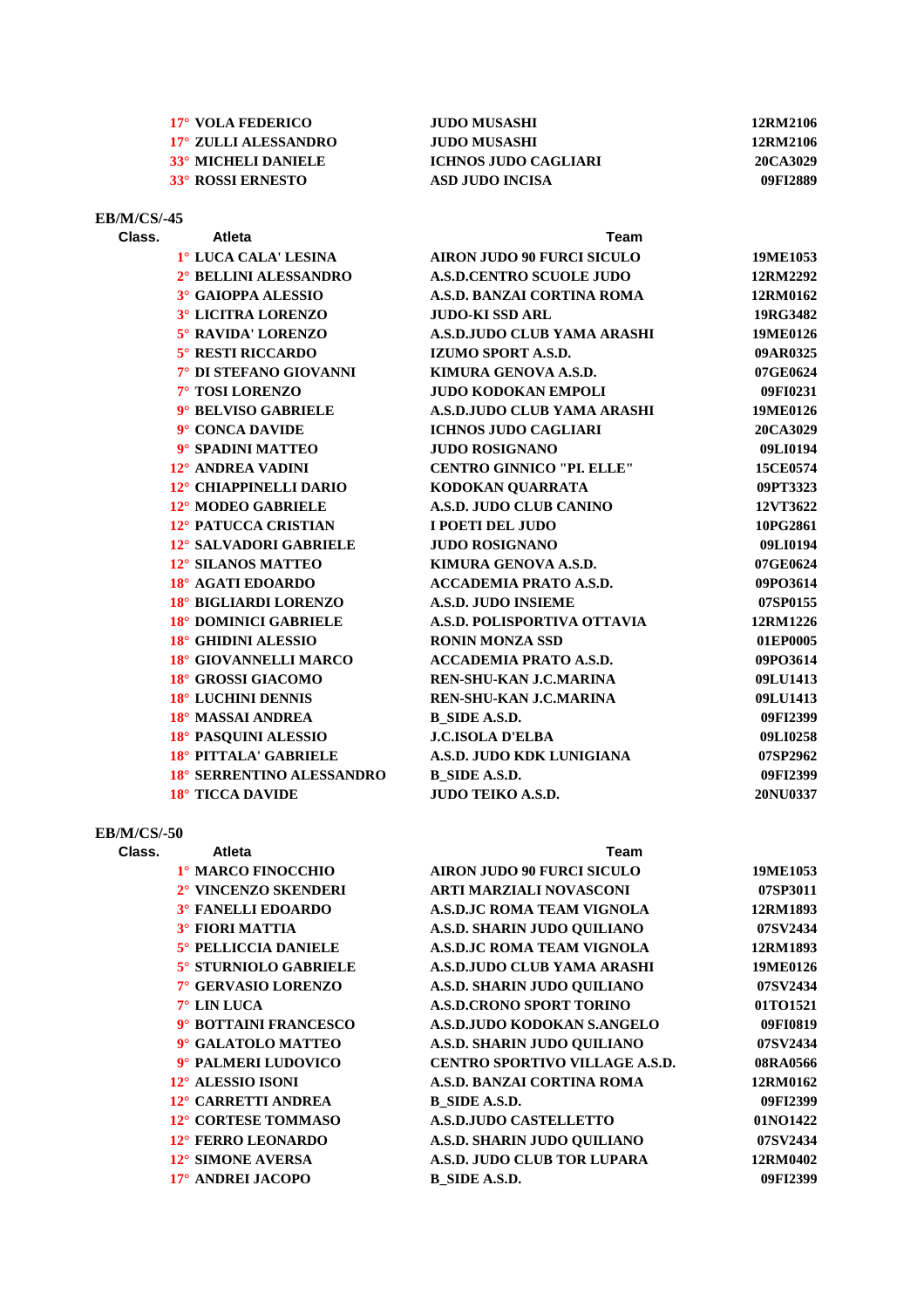| Class. | Atleta | Team | |
|---|---|---|---|
| 17° | VOLA FEDERICO | JUDO MUSASHI | 12RM2106 |
| 17° | ZULLI ALESSANDRO | JUDO MUSASHI | 12RM2106 |
| 33° | MICHELI DANIELE | ICHNOS JUDO CAGLIARI | 20CA3029 |
| 33° | ROSSI ERNESTO | ASD JUDO INCISA | 09FI2889 |

**EB/M/CS/-45**

| Class. | Atleta | Team | |
|---|---|---|---|
| 1° | LUCA CALA' LESINA | AIRON JUDO 90 FURCI SICULO | 19ME1053 |
| 2° | BELLINI ALESSANDRO | A.S.D.CENTRO SCUOLE JUDO | 12RM2292 |
| 3° | GAIOPPA ALESSIO | A.S.D. BANZAI CORTINA ROMA | 12RM0162 |
| 3° | LICITRA LORENZO | JUDO-KI SSD ARL | 19RG3482 |
| 5° | RAVIDA' LORENZO | A.S.D.JUDO CLUB YAMA ARASHI | 19ME0126 |
| 5° | RESTI RICCARDO | IZUMO SPORT A.S.D. | 09AR0325 |
| 7° | DI STEFANO GIOVANNI | KIMURA GENOVA A.S.D. | 07GE0624 |
| 7° | TOSI LORENZO | JUDO KODOKAN EMPOLI | 09FI0231 |
| 9° | BELVISO GABRIELE | A.S.D.JUDO CLUB YAMA ARASHI | 19ME0126 |
| 9° | CONCA DAVIDE | ICHNOS JUDO CAGLIARI | 20CA3029 |
| 9° | SPADINI MATTEO | JUDO ROSIGNANO | 09LI0194 |
| 12° | ANDREA VADINI | CENTRO GINNICO "PI. ELLE" | 15CE0574 |
| 12° | CHIAPPINELLI DARIO | KODOKAN QUARRATA | 09PT3323 |
| 12° | MODEO GABRIELE | A.S.D. JUDO CLUB CANINO | 12VT3622 |
| 12° | PATUCCA CRISTIAN | I POETI DEL JUDO | 10PG2861 |
| 12° | SALVADORI GABRIELE | JUDO ROSIGNANO | 09LI0194 |
| 12° | SILANOS MATTEO | KIMURA GENOVA A.S.D. | 07GE0624 |
| 18° | AGATI EDOARDO | ACCADEMIA PRATO A.S.D. | 09PO3614 |
| 18° | BIGLIARDI LORENZO | A.S.D. JUDO INSIEME | 07SP0155 |
| 18° | DOMINICI GABRIELE | A.S.D. POLISPORTIVA OTTAVIA | 12RM1226 |
| 18° | GHIDINI ALESSIO | RONIN MONZA SSD | 01EP0005 |
| 18° | GIOVANNELLI MARCO | ACCADEMIA PRATO A.S.D. | 09PO3614 |
| 18° | GROSSI GIACOMO | REN-SHU-KAN J.C.MARINA | 09LU1413 |
| 18° | LUCHINI DENNIS | REN-SHU-KAN J.C.MARINA | 09LU1413 |
| 18° | MASSAI ANDREA | B_SIDE A.S.D. | 09FI2399 |
| 18° | PASQUINI ALESSIO | J.C.ISOLA D'ELBA | 09LI0258 |
| 18° | PITTALA' GABRIELE | A.S.D. JUDO KDK LUNIGIANA | 07SP2962 |
| 18° | SERRENTINO ALESSANDRO | B_SIDE A.S.D. | 09FI2399 |
| 18° | TICCA DAVIDE | JUDO TEIKO A.S.D. | 20NU0337 |

**EB/M/CS/-50**

| Class. | Atleta | Team | |
|---|---|---|---|
| 1° | MARCO FINOCCHIO | AIRON JUDO 90 FURCI SICULO | 19ME1053 |
| 2° | VINCENZO SKENDERI | ARTI MARZIALI NOVASCONI | 07SP3011 |
| 3° | FANELLI EDOARDO | A.S.D.JC ROMA TEAM VIGNOLA | 12RM1893 |
| 3° | FIORI MATTIA | A.S.D. SHARIN JUDO QUILIANO | 07SV2434 |
| 5° | PELLICCIA DANIELE | A.S.D.JC ROMA TEAM VIGNOLA | 12RM1893 |
| 5° | STURNIOLO GABRIELE | A.S.D.JUDO CLUB YAMA ARASHI | 19ME0126 |
| 7° | GERVASIO LORENZO | A.S.D. SHARIN JUDO QUILIANO | 07SV2434 |
| 7° | LIN LUCA | A.S.D.CRONO SPORT TORINO | 01TO1521 |
| 9° | BOTTAINI FRANCESCO | A.S.D.JUDO KODOKAN S.ANGELO | 09FI0819 |
| 9° | GALATOLO MATTEO | A.S.D. SHARIN JUDO QUILIANO | 07SV2434 |
| 9° | PALMERI LUDOVICO | CENTRO SPORTIVO VILLAGE A.S.D. | 08RA0566 |
| 12° | ALESSIO ISONI | A.S.D. BANZAI CORTINA ROMA | 12RM0162 |
| 12° | CARRETTI ANDREA | B_SIDE A.S.D. | 09FI2399 |
| 12° | CORTESE TOMMASO | A.S.D.JUDO CASTELLETTO | 01NO1422 |
| 12° | FERRO LEONARDO | A.S.D. SHARIN JUDO QUILIANO | 07SV2434 |
| 12° | SIMONE AVERSA | A.S.D. JUDO CLUB TOR LUPARA | 12RM0402 |
| 17° | ANDREI JACOPO | B_SIDE A.S.D. | 09FI2399 |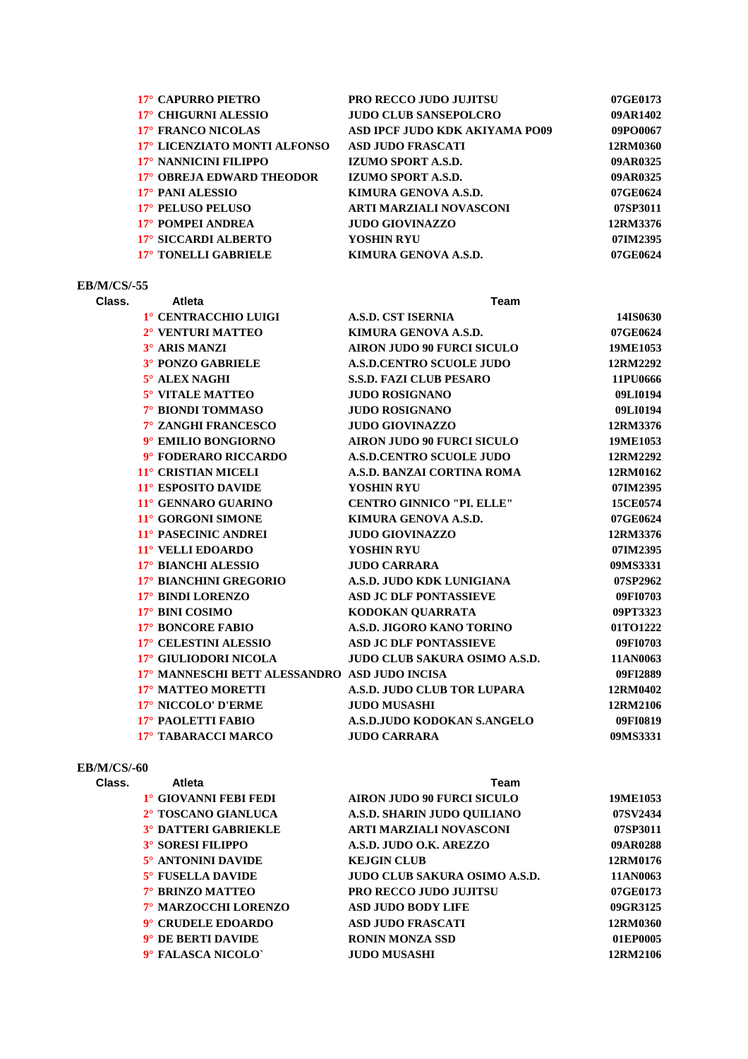| Class. | Atleta | Team | |
|---|---|---|---|
| 17° | CAPURRO PIETRO | PRO RECCO JUDO JUJITSU | 07GE0173 |
| 17° | CHIGURNI ALESSIO | JUDO CLUB SANSEPOLCRO | 09AR1402 |
| 17° | FRANCO NICOLAS | ASD IPCF JUDO KDK AKIYAMA PO09 | 09PO0067 |
| 17° | LICENZIATO MONTI ALFONSO | ASD JUDO FRASCATI | 12RM0360 |
| 17° | NANNICINI FILIPPO | IZUMO SPORT A.S.D. | 09AR0325 |
| 17° | OBREJA EDWARD THEODOR | IZUMO SPORT A.S.D. | 09AR0325 |
| 17° | PANI ALESSIO | KIMURA GENOVA A.S.D. | 07GE0624 |
| 17° | PELUSO PELUSO | ARTI MARZIALI NOVASCONI | 07SP3011 |
| 17° | POMPEI ANDREA | JUDO GIOVINAZZO | 12RM3376 |
| 17° | SICCARDI ALBERTO | YOSHIN RYU | 07IM2395 |
| 17° | TONELLI GABRIELE | KIMURA GENOVA A.S.D. | 07GE0624 |

**EB/M/CS/-55**

| Class. | Atleta | Team | |
|---|---|---|---|
| 1° | CENTRACCHIO LUIGI | A.S.D. CST ISERNIA | 14IS0630 |
| 2° | VENTURI MATTEO | KIMURA GENOVA A.S.D. | 07GE0624 |
| 3° | ARIS MANZI | AIRON JUDO 90 FURCI SICULO | 19ME1053 |
| 3° | PONZO GABRIELE | A.S.D.CENTRO SCUOLE JUDO | 12RM2292 |
| 5° | ALEX NAGHI | S.S.D. FAZI CLUB PESARO | 11PU0666 |
| 5° | VITALE MATTEO | JUDO ROSIGNANO | 09LI0194 |
| 7° | BIONDI TOMMASO | JUDO ROSIGNANO | 09LI0194 |
| 7° | ZANGHI FRANCESCO | JUDO GIOVINAZZO | 12RM3376 |
| 9° | EMILIO BONGIORNO | AIRON JUDO 90 FURCI SICULO | 19ME1053 |
| 9° | FODERARO RICCARDO | A.S.D.CENTRO SCUOLE JUDO | 12RM2292 |
| 11° | CRISTIAN MICELI | A.S.D. BANZAI CORTINA ROMA | 12RM0162 |
| 11° | ESPOSITO DAVIDE | YOSHIN RYU | 07IM2395 |
| 11° | GENNARO GUARINO | CENTRO GINNICO "PI. ELLE" | 15CE0574 |
| 11° | GORGONI SIMONE | KIMURA GENOVA A.S.D. | 07GE0624 |
| 11° | PASECINIC ANDREI | JUDO GIOVINAZZO | 12RM3376 |
| 11° | VELLI EDOARDO | YOSHIN RYU | 07IM2395 |
| 17° | BIANCHI ALESSIO | JUDO CARRARA | 09MS3331 |
| 17° | BIANCHINI GREGORIO | A.S.D. JUDO KDK LUNIGIANA | 07SP2962 |
| 17° | BINDI LORENZO | ASD JC DLF PONTASSIEVE | 09FI0703 |
| 17° | BINI COSIMO | KODOKAN QUARRATA | 09PT3323 |
| 17° | BONCORE FABIO | A.S.D. JIGORO KANO TORINO | 01TO1222 |
| 17° | CELESTINI ALESSIO | ASD JC DLF PONTASSIEVE | 09FI0703 |
| 17° | GIULIODORI NICOLA | JUDO CLUB SAKURA OSIMO A.S.D. | 11AN0063 |
| 17° | MANNESCHI BETT ALESSANDRO | ASD JUDO INCISA | 09FI2889 |
| 17° | MATTEO MORETTI | A.S.D. JUDO CLUB TOR LUPARA | 12RM0402 |
| 17° | NICCOLO' D'ERME | JUDO MUSASHI | 12RM2106 |
| 17° | PAOLETTI FABIO | A.S.D.JUDO KODOKAN S.ANGELO | 09FI0819 |
| 17° | TABARACCI MARCO | JUDO CARRARA | 09MS3331 |

**EB/M/CS/-60**

| Class. | Atleta | Team | |
|---|---|---|---|
| 1° | GIOVANNI FEBI FEDI | AIRON JUDO 90 FURCI SICULO | 19ME1053 |
| 2° | TOSCANO GIANLUCA | A.S.D. SHARIN JUDO QUILIANO | 07SV2434 |
| 3° | DATTERI GABRIEKLE | ARTI MARZIALI NOVASCONI | 07SP3011 |
| 3° | SORESI FILIPPO | A.S.D. JUDO O.K. AREZZO | 09AR0288 |
| 5° | ANTONINI DAVIDE | KEJGIN CLUB | 12RM0176 |
| 5° | FUSELLA DAVIDE | JUDO CLUB SAKURA OSIMO A.S.D. | 11AN0063 |
| 7° | BRINZO MATTEO | PRO RECCO JUDO JUJITSU | 07GE0173 |
| 7° | MARZOCCHI LORENZO | ASD JUDO BODY LIFE | 09GR3125 |
| 9° | CRUDELE EDOARDO | ASD JUDO FRASCATI | 12RM0360 |
| 9° | DE BERTI DAVIDE | RONIN MONZA SSD | 01EP0005 |
| 9° | FALASCA NICOLO` | JUDO MUSASHI | 12RM2106 |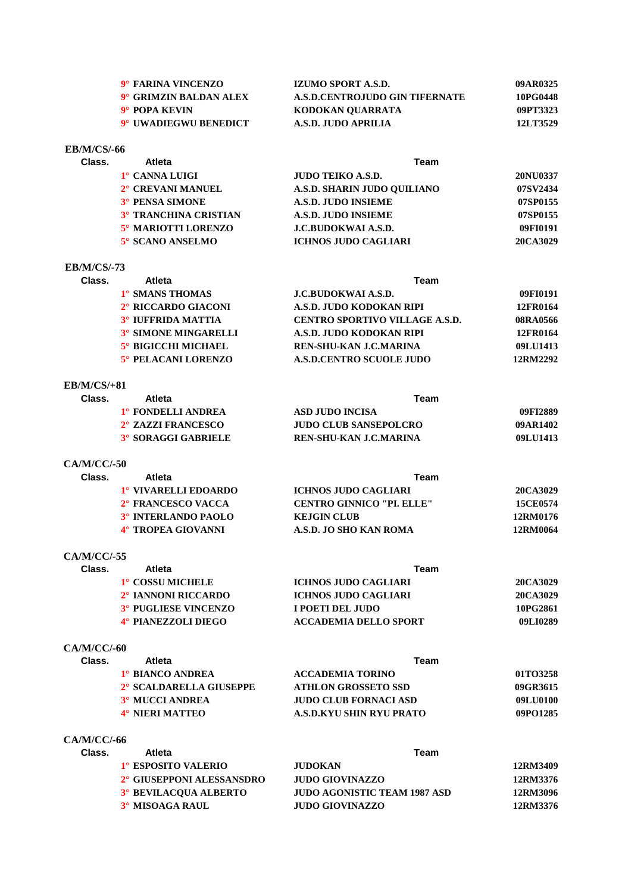| Class. | Atleta | Team | |
|---|---|---|---|
| 9° | FARINA VINCENZO | IZUMO SPORT A.S.D. | 09AR0325 |
| 9° | GRIMZIN BALDAN ALEX | A.S.D.CENTROJUDO GIN TIFERNATE | 10PG0448 |
| 9° | POPA KEVIN | KODOKAN QUARRATA | 09PT3323 |
| 9° | UWADIEGWU BENEDICT | A.S.D. JUDO APRILIA | 12LT3529 |

**EB/M/CS/-66**

| Class. | Atleta | Team | |
|---|---|---|---|
| 1° | CANNA LUIGI | JUDO TEIKO A.S.D. | 20NU0337 |
| 2° | CREVANI MANUEL | A.S.D. SHARIN JUDO QUILIANO | 07SV2434 |
| 3° | PENSA SIMONE | A.S.D. JUDO INSIEME | 07SP0155 |
| 3° | TRANCHINA CRISTIAN | A.S.D. JUDO INSIEME | 07SP0155 |
| 5° | MARIOTTI LORENZO | J.C.BUDOKWAI A.S.D. | 09FI0191 |
| 5° | SCANO ANSELMO | ICHNOS JUDO CAGLIARI | 20CA3029 |

**EB/M/CS/-73**

| Class. | Atleta | Team | |
|---|---|---|---|
| 1° | SMANS THOMAS | J.C.BUDOKWAI A.S.D. | 09FI0191 |
| 2° | RICCARDO GIACONI | A.S.D. JUDO KODOKAN RIPI | 12FR0164 |
| 3° | IUFFRIDA MATTIA | CENTRO SPORTIVO VILLAGE A.S.D. | 08RA0566 |
| 3° | SIMONE MINGARELLI | A.S.D. JUDO KODOKAN RIPI | 12FR0164 |
| 5° | BIGICCHI MICHAEL | REN-SHU-KAN J.C.MARINA | 09LU1413 |
| 5° | PELACANI LORENZO | A.S.D.CENTRO SCUOLE JUDO | 12RM2292 |

**EB/M/CS/+81**

| Class. | Atleta | Team | |
|---|---|---|---|
| 1° | FONDELLI ANDREA | ASD JUDO INCISA | 09FI2889 |
| 2° | ZAZZI FRANCESCO | JUDO CLUB SANSEPOLCRO | 09AR1402 |
| 3° | SORAGGI GABRIELE | REN-SHU-KAN J.C.MARINA | 09LU1413 |

**CA/M/CC/-50**

| Class. | Atleta | Team | |
|---|---|---|---|
| 1° | VIVARELLI EDOARDO | ICHNOS JUDO CAGLIARI | 20CA3029 |
| 2° | FRANCESCO VACCA | CENTRO GINNICO "PI. ELLE" | 15CE0574 |
| 3° | INTERLANDO PAOLO | KEJGIN CLUB | 12RM0176 |
| 4° | TROPEA GIOVANNI | A.S.D. JO SHO KAN ROMA | 12RM0064 |

**CA/M/CC/-55**

| Class. | Atleta | Team | |
|---|---|---|---|
| 1° | COSSU MICHELE | ICHNOS JUDO CAGLIARI | 20CA3029 |
| 2° | IANNONI RICCARDO | ICHNOS JUDO CAGLIARI | 20CA3029 |
| 3° | PUGLIESE VINCENZO | I POETI DEL JUDO | 10PG2861 |
| 4° | PIANEZZOLI DIEGO | ACCADEMIA DELLO SPORT | 09LI0289 |

**CA/M/CC/-60**

| Class. | Atleta | Team | |
|---|---|---|---|
| 1° | BIANCO ANDREA | ACCADEMIA TORINO | 01TO3258 |
| 2° | SCALDARELLA GIUSEPPE | ATHLON GROSSETO SSD | 09GR3615 |
| 3° | MUCCI ANDREA | JUDO CLUB FORNACI ASD | 09LU0100 |
| 4° | NIERI MATTEO | A.S.D.KYU SHIN RYU PRATO | 09PO1285 |

**CA/M/CC/-66**

| Class. | Atleta | Team | |
|---|---|---|---|
| 1° | ESPOSITO VALERIO | JUDOKAN | 12RM3409 |
| 2° | GIUSEPPONI ALESSANSDRO | JUDO GIOVINAZZO | 12RM3376 |
| 3° | BEVILACQUA ALBERTO | JUDO AGONISTIC TEAM 1987 ASD | 12RM3096 |
| 3° | MISOAGA RAUL | JUDO GIOVINAZZO | 12RM3376 |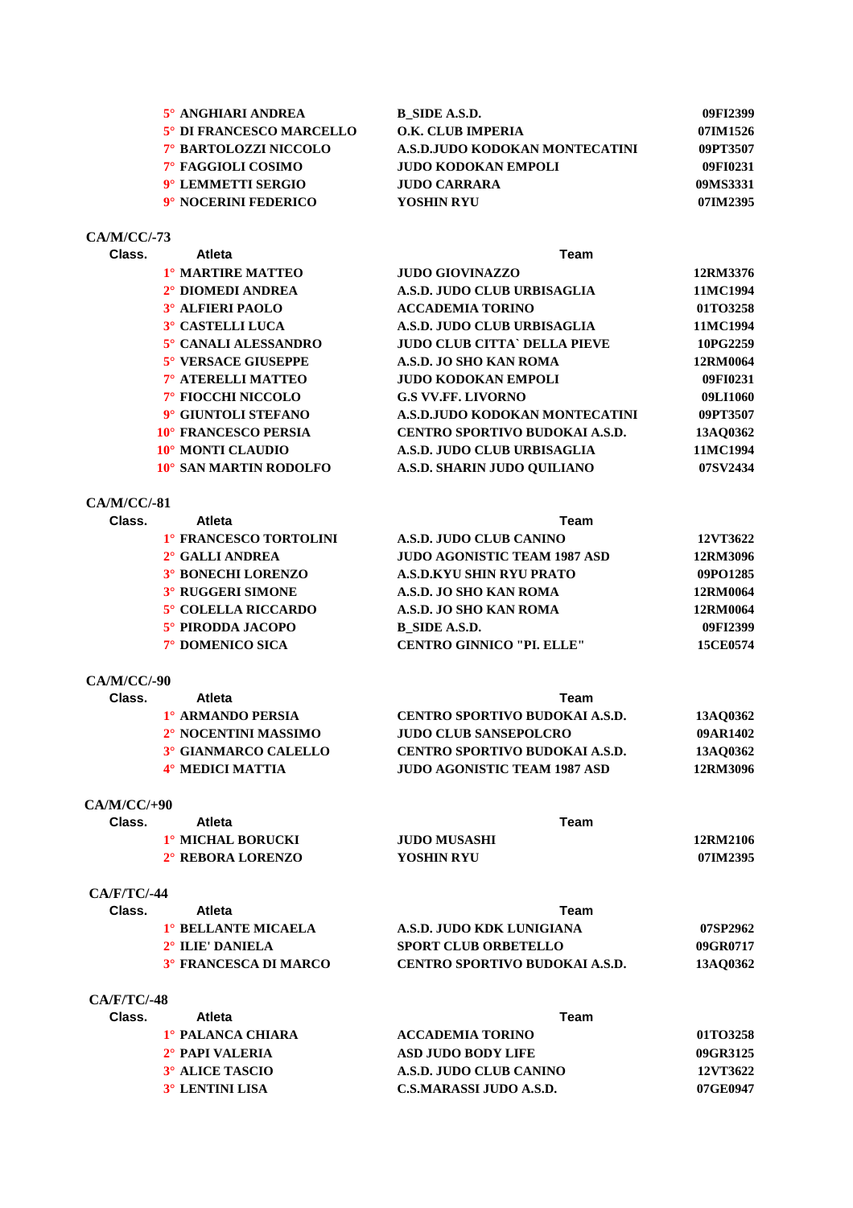| Class. | Atleta | Team | |
|---|---|---|---|
| 5° | ANGHIARI ANDREA | B_SIDE A.S.D. | 09FI2399 |
| 5° | DI FRANCESCO MARCELLO | O.K. CLUB IMPERIA | 07IM1526 |
| 7° | BARTOLOZZI NICCOLO | A.S.D.JUDO KODOKAN MONTECATINI | 09PT3507 |
| 7° | FAGGIOLI COSIMO | JUDO KODOKAN EMPOLI | 09FI0231 |
| 9° | LEMMETTI SERGIO | JUDO CARRARA | 09MS3331 |
| 9° | NOCERINI FEDERICO | YOSHIN RYU | 07IM2395 |

**CA/M/CC/-73**

| Class. | Atleta | Team | |
|---|---|---|---|
| 1° | MARTIRE MATTEO | JUDO GIOVINAZZO | 12RM3376 |
| 2° | DIOMEDI ANDREA | A.S.D. JUDO CLUB URBISAGLIA | 11MC1994 |
| 3° | ALFIERI PAOLO | ACCADEMIA TORINO | 01TO3258 |
| 3° | CASTELLI LUCA | A.S.D. JUDO CLUB URBISAGLIA | 11MC1994 |
| 5° | CANALI ALESSANDRO | JUDO CLUB CITTA` DELLA PIEVE | 10PG2259 |
| 5° | VERSACE GIUSEPPE | A.S.D. JO SHO KAN ROMA | 12RM0064 |
| 7° | ATERELLI MATTEO | JUDO KODOKAN EMPOLI | 09FI0231 |
| 7° | FIOCCHI NICCOLO | G.S VV.FF. LIVORNO | 09LI1060 |
| 9° | GIUNTOLI STEFANO | A.S.D.JUDO KODOKAN MONTECATINI | 09PT3507 |
| 10° | FRANCESCO PERSIA | CENTRO SPORTIVO BUDOKAI A.S.D. | 13AQ0362 |
| 10° | MONTI CLAUDIO | A.S.D. JUDO CLUB URBISAGLIA | 11MC1994 |
| 10° | SAN MARTIN RODOLFO | A.S.D. SHARIN JUDO QUILIANO | 07SV2434 |

**CA/M/CC/-81**

| Class. | Atleta | Team | |
|---|---|---|---|
| 1° | FRANCESCO TORTOLINI | A.S.D. JUDO CLUB CANINO | 12VT3622 |
| 2° | GALLI ANDREA | JUDO AGONISTIC TEAM 1987 ASD | 12RM3096 |
| 3° | BONECHI LORENZO | A.S.D.KYU SHIN RYU PRATO | 09PO1285 |
| 3° | RUGGERI SIMONE | A.S.D. JO SHO KAN ROMA | 12RM0064 |
| 5° | COLELLA RICCARDO | A.S.D. JO SHO KAN ROMA | 12RM0064 |
| 5° | PIRODDA JACOPO | B_SIDE A.S.D. | 09FI2399 |
| 7° | DOMENICO SICA | CENTRO GINNICO "PI. ELLE" | 15CE0574 |

**CA/M/CC/-90**

| Class. | Atleta | Team | |
|---|---|---|---|
| 1° | ARMANDO PERSIA | CENTRO SPORTIVO BUDOKAI A.S.D. | 13AQ0362 |
| 2° | NOCENTINI MASSIMO | JUDO CLUB SANSEPOLCRO | 09AR1402 |
| 3° | GIANMARCO CALELLO | CENTRO SPORTIVO BUDOKAI A.S.D. | 13AQ0362 |
| 4° | MEDICI MATTIA | JUDO AGONISTIC TEAM 1987 ASD | 12RM3096 |

**CA/M/CC/+90**

| Class. | Atleta | Team | |
|---|---|---|---|
| 1° | MICHAL BORUCKI | JUDO MUSASHI | 12RM2106 |
| 2° | REBORA LORENZO | YOSHIN RYU | 07IM2395 |

**CA/F/TC/-44**

| Class. | Atleta | Team | |
|---|---|---|---|
| 1° | BELLANTE MICAELA | A.S.D. JUDO KDK LUNIGIANA | 07SP2962 |
| 2° | ILIE' DANIELA | SPORT CLUB ORBETELLO | 09GR0717 |
| 3° | FRANCESCA DI MARCO | CENTRO SPORTIVO BUDOKAI A.S.D. | 13AQ0362 |

**CA/F/TC/-48**

| Class. | Atleta | Team | |
|---|---|---|---|
| 1° | PALANCA CHIARA | ACCADEMIA TORINO | 01TO3258 |
| 2° | PAPI VALERIA | ASD JUDO BODY LIFE | 09GR3125 |
| 3° | ALICE TASCIO | A.S.D. JUDO CLUB CANINO | 12VT3622 |
| 3° | LENTINI LISA | C.S.MARASSI JUDO A.S.D. | 07GE0947 |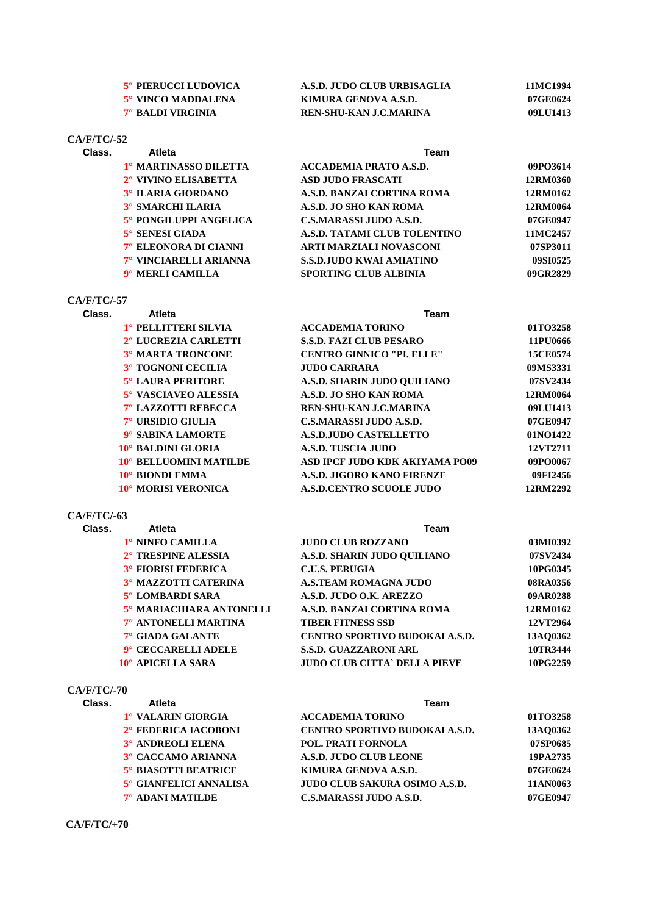| | | | |
|---|---|---|---|
| 5° | PIERUCCI LUDOVICA | A.S.D. JUDO CLUB URBISAGLIA | 11MC1994 |
| 5° | VINCO MADDALENA | KIMURA GENOVA A.S.D. | 07GE0624 |
| 7° | BALDI VIRGINIA | REN-SHU-KAN J.C.MARINA | 09LU1413 |

**CA/F/TC/-52**

| Class. | Atleta | Team | |
|---|---|---|---|
| 1° | MARTINASSO DILETTA | ACCADEMIA PRATO A.S.D. | 09PO3614 |
| 2° | VIVINO ELISABETTA | ASD JUDO FRASCATI | 12RM0360 |
| 3° | ILARIA GIORDANO | A.S.D. BANZAI CORTINA ROMA | 12RM0162 |
| 3° | SMARCHI ILARIA | A.S.D. JO SHO KAN ROMA | 12RM0064 |
| 5° | PONGILUPPI ANGELICA | C.S.MARASSI JUDO A.S.D. | 07GE0947 |
| 5° | SENESI GIADA | A.S.D. TATAMI CLUB TOLENTINO | 11MC2457 |
| 7° | ELEONORA DI CIANNI | ARTI MARZIALI NOVASCONI | 07SP3011 |
| 7° | VINCIARELLI ARIANNA | S.S.D.JUDO KWAI AMIATINO | 09SI0525 |
| 9° | MERLI CAMILLA | SPORTING CLUB ALBINIA | 09GR2829 |

**CA/F/TC/-57**

| Class. | Atleta | Team | |
|---|---|---|---|
| 1° | PELLITTERI SILVIA | ACCADEMIA TORINO | 01TO3258 |
| 2° | LUCREZIA CARLETTI | S.S.D. FAZI CLUB PESARO | 11PU0666 |
| 3° | MARTA TRONCONE | CENTRO GINNICO "PI. ELLE" | 15CE0574 |
| 3° | TOGNONI CECILIA | JUDO CARRARA | 09MS3331 |
| 5° | LAURA PERITORE | A.S.D. SHARIN JUDO QUILIANO | 07SV2434 |
| 5° | VASCIAVEO ALESSIA | A.S.D. JO SHO KAN ROMA | 12RM0064 |
| 7° | LAZZOTTI REBECCA | REN-SHU-KAN J.C.MARINA | 09LU1413 |
| 7° | URSIDIO GIULIA | C.S.MARASSI JUDO A.S.D. | 07GE0947 |
| 9° | SABINA LAMORTE | A.S.D.JUDO CASTELLETTO | 01NO1422 |
| 10° | BALDINI GLORIA | A.S.D. TUSCIA JUDO | 12VT2711 |
| 10° | BELLUOMINI MATILDE | ASD IPCF JUDO KDK AKIYAMA PO09 | 09PO0067 |
| 10° | BIONDI EMMA | A.S.D. JIGORO KANO FIRENZE | 09FI2456 |
| 10° | MORISI VERONICA | A.S.D.CENTRO SCUOLE JUDO | 12RM2292 |

**CA/F/TC/-63**

| Class. | Atleta | Team | |
|---|---|---|---|
| 1° | NINFO CAMILLA | JUDO CLUB ROZZANO | 03MI0392 |
| 2° | TRESPINE ALESSIA | A.S.D. SHARIN JUDO QUILIANO | 07SV2434 |
| 3° | FIORISI FEDERICA | C.U.S. PERUGIA | 10PG0345 |
| 3° | MAZZOTTI CATERINA | A.S.TEAM ROMAGNA JUDO | 08RA0356 |
| 5° | LOMBARDI SARA | A.S.D. JUDO O.K. AREZZO | 09AR0288 |
| 5° | MARIACHIARA ANTONELLI | A.S.D. BANZAI CORTINA ROMA | 12RM0162 |
| 7° | ANTONELLI MARTINA | TIBER FITNESS SSD | 12VT2964 |
| 7° | GIADA GALANTE | CENTRO SPORTIVO BUDOKAI A.S.D. | 13AQ0362 |
| 9° | CECCARELLI ADELE | S.S.D. GUAZZARONI ARL | 10TR3444 |
| 10° | APICELLA SARA | JUDO CLUB CITTA` DELLA PIEVE | 10PG2259 |

**CA/F/TC/-70**

| Class. | Atleta | Team | |
|---|---|---|---|
| 1° | VALARIN GIORGIA | ACCADEMIA TORINO | 01TO3258 |
| 2° | FEDERICA IACOBONI | CENTRO SPORTIVO BUDOKAI A.S.D. | 13AQ0362 |
| 3° | ANDREOLI ELENA | POL. PRATI FORNOLA | 07SP0685 |
| 3° | CACCAMO ARIANNA | A.S.D. JUDO CLUB LEONE | 19PA2735 |
| 5° | BIASOTTI BEATRICE | KIMURA GENOVA A.S.D. | 07GE0624 |
| 5° | GIANFELICI ANNALISA | JUDO CLUB SAKURA OSIMO A.S.D. | 11AN0063 |
| 7° | ADANI MATILDE | C.S.MARASSI JUDO A.S.D. | 07GE0947 |

**CA/F/TC/+70**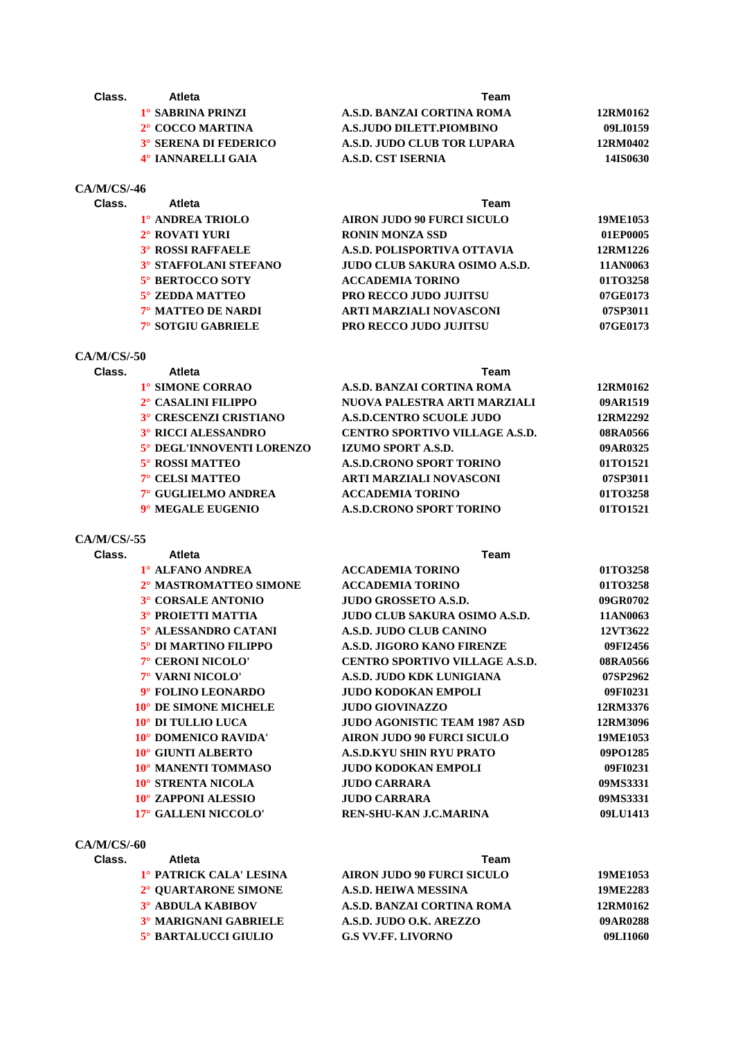| Class. | Atleta | Team | |
|---|---|---|---|
| 1° | SABRINA PRINZI | A.S.D. BANZAI CORTINA ROMA | 12RM0162 |
| 2° | COCCO MARTINA | A.S.JUDO DILETT.PIOMBINO | 09LI0159 |
| 3° | SERENA DI FEDERICO | A.S.D. JUDO CLUB TOR LUPARA | 12RM0402 |
| 4° | IANNARELLI GAIA | A.S.D. CST ISERNIA | 14IS0630 |

**CA/M/CS/-46**

| Class. | Atleta | Team | |
|---|---|---|---|
| 1° | ANDREA TRIOLO | AIRON JUDO 90 FURCI SICULO | 19ME1053 |
| 2° | ROVATI YURI | RONIN MONZA SSD | 01EP0005 |
| 3° | ROSSI RAFFAELE | A.S.D. POLISPORTIVA OTTAVIA | 12RM1226 |
| 3° | STAFFOLANI STEFANO | JUDO CLUB SAKURA OSIMO A.S.D. | 11AN0063 |
| 5° | BERTOCCO SOTY | ACCADEMIA TORINO | 01TO3258 |
| 5° | ZEDDA MATTEO | PRO RECCO JUDO JUJITSU | 07GE0173 |
| 7° | MATTEO DE NARDI | ARTI MARZIALI NOVASCONI | 07SP3011 |
| 7° | SOTGIU GABRIELE | PRO RECCO JUDO JUJITSU | 07GE0173 |

**CA/M/CS/-50**

| Class. | Atleta | Team | |
|---|---|---|---|
| 1° | SIMONE CORRAO | A.S.D. BANZAI CORTINA ROMA | 12RM0162 |
| 2° | CASALINI FILIPPO | NUOVA PALESTRA ARTI MARZIALI | 09AR1519 |
| 3° | CRESCENZI CRISTIANO | A.S.D.CENTRO SCUOLE JUDO | 12RM2292 |
| 3° | RICCI ALESSANDRO | CENTRO SPORTIVO VILLAGE A.S.D. | 08RA0566 |
| 5° | DEGL'INNOVENTI LORENZO | IZUMO SPORT A.S.D. | 09AR0325 |
| 5° | ROSSI MATTEO | A.S.D.CRONO SPORT TORINO | 01TO1521 |
| 7° | CELSI MATTEO | ARTI MARZIALI NOVASCONI | 07SP3011 |
| 7° | GUGLIELMO ANDREA | ACCADEMIA TORINO | 01TO3258 |
| 9° | MEGALE EUGENIO | A.S.D.CRONO SPORT TORINO | 01TO1521 |

**CA/M/CS/-55**

| Class. | Atleta | Team | |
|---|---|---|---|
| 1° | ALFANO ANDREA | ACCADEMIA TORINO | 01TO3258 |
| 2° | MASTROMATTEO SIMONE | ACCADEMIA TORINO | 01TO3258 |
| 3° | CORSALE ANTONIO | JUDO GROSSETO A.S.D. | 09GR0702 |
| 3° | PROIETTI MATTIA | JUDO CLUB SAKURA OSIMO A.S.D. | 11AN0063 |
| 5° | ALESSANDRO CATANI | A.S.D. JUDO CLUB CANINO | 12VT3622 |
| 5° | DI MARTINO FILIPPO | A.S.D. JIGORO KANO FIRENZE | 09FI2456 |
| 7° | CERONI NICOLO' | CENTRO SPORTIVO VILLAGE A.S.D. | 08RA0566 |
| 7° | VARNI NICOLO' | A.S.D. JUDO KDK LUNIGIANA | 07SP2962 |
| 9° | FOLINO LEONARDO | JUDO KODOKAN EMPOLI | 09FI0231 |
| 10° | DE SIMONE MICHELE | JUDO GIOVINAZZO | 12RM3376 |
| 10° | DI TULLIO LUCA | JUDO AGONISTIC TEAM 1987 ASD | 12RM3096 |
| 10° | DOMENICO RAVIDA' | AIRON JUDO 90 FURCI SICULO | 19ME1053 |
| 10° | GIUNTI ALBERTO | A.S.D.KYU SHIN RYU PRATO | 09PO1285 |
| 10° | MANENTI TOMMASO | JUDO KODOKAN EMPOLI | 09FI0231 |
| 10° | STRENTA NICOLA | JUDO CARRARA | 09MS3331 |
| 10° | ZAPPONI ALESSIO | JUDO CARRARA | 09MS3331 |
| 17° | GALLENI NICCOLO' | REN-SHU-KAN J.C.MARINA | 09LU1413 |

**CA/M/CS/-60**

| Class. | Atleta | Team | |
|---|---|---|---|
| 1° | PATRICK CALA' LESINA | AIRON JUDO 90 FURCI SICULO | 19ME1053 |
| 2° | QUARTARONE SIMONE | A.S.D. HEIWA MESSINA | 19ME2283 |
| 3° | ABDULA KABIBOV | A.S.D. BANZAI CORTINA ROMA | 12RM0162 |
| 3° | MARIGNANI GABRIELE | A.S.D. JUDO O.K. AREZZO | 09AR0288 |
| 5° | BARTALUCCI GIULIO | G.S VV.FF. LIVORNO | 09LI1060 |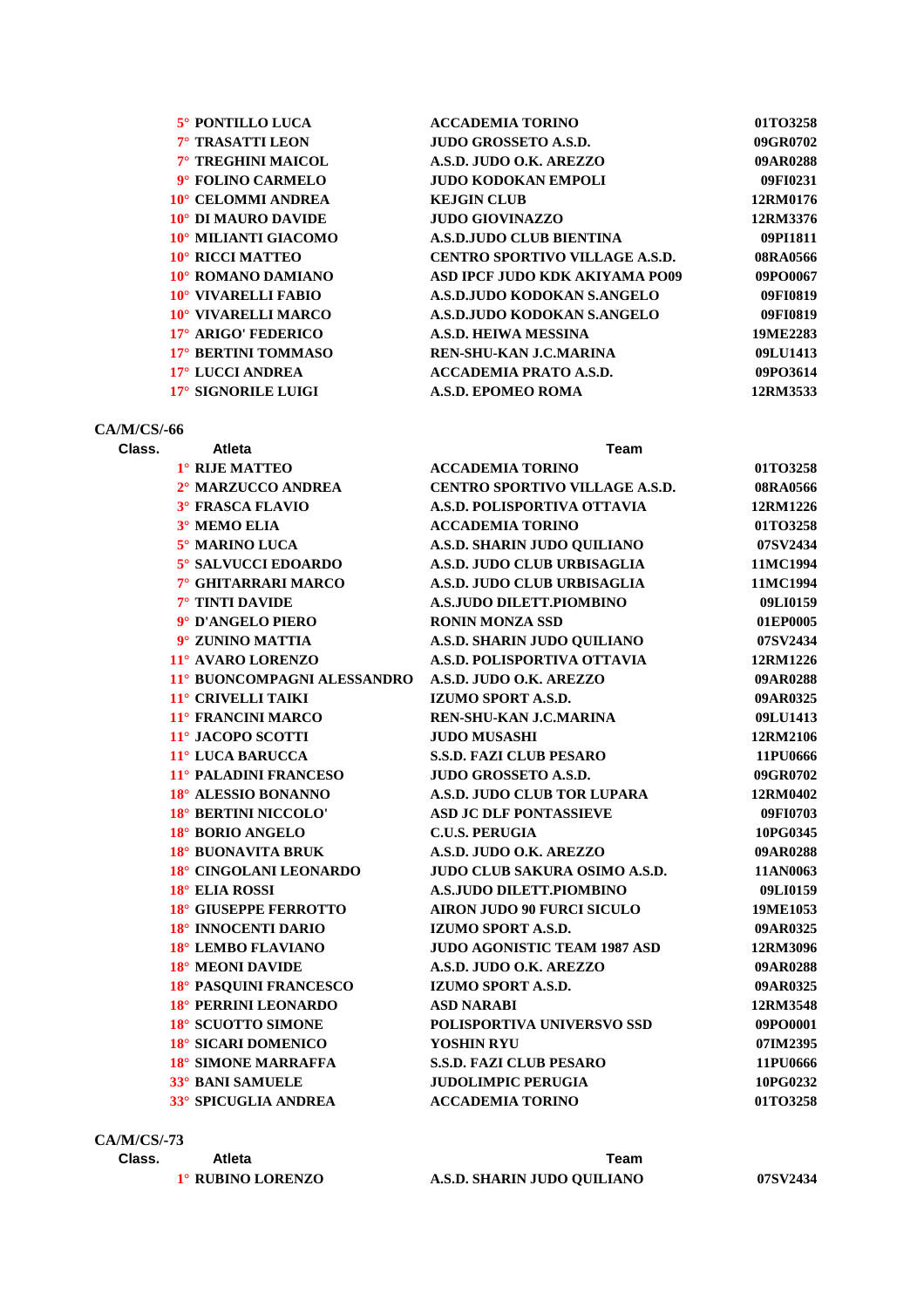| Class. | Atleta | Team | |
|---|---|---|---|
| 5° | PONTILLO LUCA | ACCADEMIA TORINO | 01TO3258 |
| 7° | TRASATTI LEON | JUDO GROSSETO A.S.D. | 09GR0702 |
| 7° | TREGHINI MAICOL | A.S.D. JUDO O.K. AREZZO | 09AR0288 |
| 9° | FOLINO CARMELO | JUDO KODOKAN EMPOLI | 09FI0231 |
| 10° | CELOMMI ANDREA | KEJGIN CLUB | 12RM0176 |
| 10° | DI MAURO DAVIDE | JUDO GIOVINAZZO | 12RM3376 |
| 10° | MILIANTI GIACOMO | A.S.D.JUDO CLUB BIENTINA | 09PI1811 |
| 10° | RICCI MATTEO | CENTRO SPORTIVO VILLAGE A.S.D. | 08RA0566 |
| 10° | ROMANO DAMIANO | ASD IPCF JUDO KDK AKIYAMA PO09 | 09PO0067 |
| 10° | VIVARELLI FABIO | A.S.D.JUDO KODOKAN S.ANGELO | 09FI0819 |
| 10° | VIVARELLI MARCO | A.S.D.JUDO KODOKAN S.ANGELO | 09FI0819 |
| 17° | ARIGO' FEDERICO | A.S.D. HEIWA MESSINA | 19ME2283 |
| 17° | BERTINI TOMMASO | REN-SHU-KAN J.C.MARINA | 09LU1413 |
| 17° | LUCCI ANDREA | ACCADEMIA PRATO A.S.D. | 09PO3614 |
| 17° | SIGNORILE LUIGI | A.S.D. EPOMEO ROMA | 12RM3533 |

## CA/M/CS/-66

| Class. | Atleta | Team | |
|---|---|---|---|
| 1° | RIJE MATTEO | ACCADEMIA TORINO | 01TO3258 |
| 2° | MARZUCCO ANDREA | CENTRO SPORTIVO VILLAGE A.S.D. | 08RA0566 |
| 3° | FRASCA FLAVIO | A.S.D. POLISPORTIVA OTTAVIA | 12RM1226 |
| 3° | MEMO ELIA | ACCADEMIA TORINO | 01TO3258 |
| 5° | MARINO LUCA | A.S.D. SHARIN JUDO QUILIANO | 07SV2434 |
| 5° | SALVUCCI EDOARDO | A.S.D. JUDO CLUB URBISAGLIA | 11MC1994 |
| 7° | GHITARRARI MARCO | A.S.D. JUDO CLUB URBISAGLIA | 11MC1994 |
| 7° | TINTI DAVIDE | A.S.JUDO DILETT.PIOMBINO | 09LI0159 |
| 9° | D'ANGELO PIERO | RONIN MONZA SSD | 01EP0005 |
| 9° | ZUNINO MATTIA | A.S.D. SHARIN JUDO QUILIANO | 07SV2434 |
| 11° | AVARO LORENZO | A.S.D. POLISPORTIVA OTTAVIA | 12RM1226 |
| 11° | BUONCOMPAGNI ALESSANDRO | A.S.D. JUDO O.K. AREZZO | 09AR0288 |
| 11° | CRIVELLI TAIKI | IZUMO SPORT A.S.D. | 09AR0325 |
| 11° | FRANCINI MARCO | REN-SHU-KAN J.C.MARINA | 09LU1413 |
| 11° | JACOPO SCOTTI | JUDO MUSASHI | 12RM2106 |
| 11° | LUCA BARUCCA | S.S.D. FAZI CLUB PESARO | 11PU0666 |
| 11° | PALADINI FRANCESO | JUDO GROSSETO A.S.D. | 09GR0702 |
| 18° | ALESSIO BONANNO | A.S.D. JUDO CLUB TOR LUPARA | 12RM0402 |
| 18° | BERTINI NICCOLO' | ASD JC DLF PONTASSIEVE | 09FI0703 |
| 18° | BORIO ANGELO | C.U.S. PERUGIA | 10PG0345 |
| 18° | BUONAVITA BRUK | A.S.D. JUDO O.K. AREZZO | 09AR0288 |
| 18° | CINGOLANI LEONARDO | JUDO CLUB SAKURA OSIMO A.S.D. | 11AN0063 |
| 18° | ELIA ROSSI | A.S.JUDO DILETT.PIOMBINO | 09LI0159 |
| 18° | GIUSEPPE FERROTTO | AIRON JUDO 90 FURCI SICULO | 19ME1053 |
| 18° | INNOCENTI DARIO | IZUMO SPORT A.S.D. | 09AR0325 |
| 18° | LEMBO FLAVIANO | JUDO AGONISTIC TEAM 1987 ASD | 12RM3096 |
| 18° | MEONI DAVIDE | A.S.D. JUDO O.K. AREZZO | 09AR0288 |
| 18° | PASQUINI FRANCESCO | IZUMO SPORT A.S.D. | 09AR0325 |
| 18° | PERRINI LEONARDO | ASD NARABI | 12RM3548 |
| 18° | SCUOTTO SIMONE | POLISPORTIVA UNIVERSVO SSD | 09PO0001 |
| 18° | SICARI DOMENICO | YOSHIN RYU | 07IM2395 |
| 18° | SIMONE MARRAFFA | S.S.D. FAZI CLUB PESARO | 11PU0666 |
| 33° | BANI SAMUELE | JUDOLIMPIC PERUGIA | 10PG0232 |
| 33° | SPICUGLIA ANDREA | ACCADEMIA TORINO | 01TO3258 |

## CA/M/CS/-73

| Class. | Atleta | Team | |
|---|---|---|---|
| 1° | RUBINO LORENZO | A.S.D. SHARIN JUDO QUILIANO | 07SV2434 |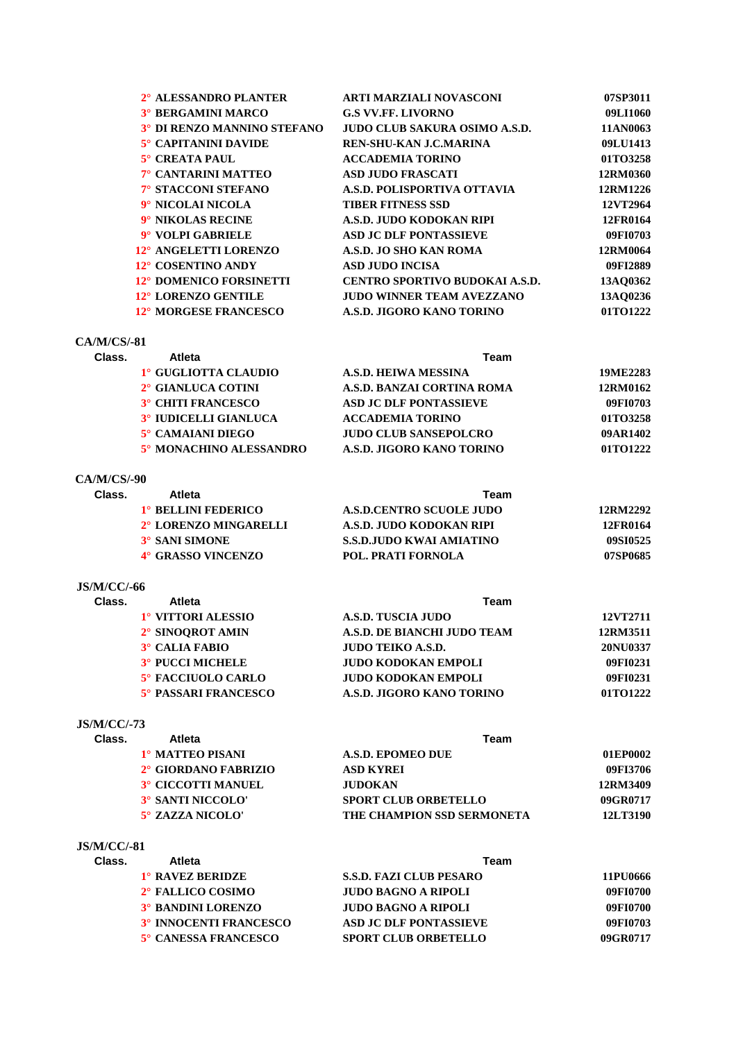| Class. | Atleta | Team | |
|---|---|---|---|
| 2° | ALESSANDRO PLANTER | ARTI MARZIALI NOVASCONI | 07SP3011 |
| 3° | BERGAMINI MARCO | G.S VV.FF. LIVORNO | 09LI1060 |
| 3° | DI RENZO MANNINO STEFANO | JUDO CLUB SAKURA OSIMO A.S.D. | 11AN0063 |
| 5° | CAPITANINI DAVIDE | REN-SHU-KAN J.C.MARINA | 09LU1413 |
| 5° | CREATA PAUL | ACCADEMIA TORINO | 01TO3258 |
| 7° | CANTARINI MATTEO | ASD JUDO FRASCATI | 12RM0360 |
| 7° | STACCONI STEFANO | A.S.D. POLISPORTIVA OTTAVIA | 12RM1226 |
| 9° | NICOLAI NICOLA | TIBER FITNESS SSD | 12VT2964 |
| 9° | NIKOLAS RECINE | A.S.D. JUDO KODOKAN RIPI | 12FR0164 |
| 9° | VOLPI GABRIELE | ASD JC DLF PONTASSIEVE | 09FI0703 |
| 12° | ANGELETTI LORENZO | A.S.D. JO SHO KAN ROMA | 12RM0064 |
| 12° | COSENTINO ANDY | ASD JUDO INCISA | 09FI2889 |
| 12° | DOMENICO FORSINETTI | CENTRO SPORTIVO BUDOKAI A.S.D. | 13AQ0362 |
| 12° | LORENZO GENTILE | JUDO WINNER TEAM AVEZZANO | 13AQ0236 |
| 12° | MORGESE FRANCESCO | A.S.D. JIGORO KANO TORINO | 01TO1222 |

**CA/M/CS/-81**

| Class. | Atleta | Team | |
|---|---|---|---|
| 1° | GUGLIOTTA CLAUDIO | A.S.D. HEIWA MESSINA | 19ME2283 |
| 2° | GIANLUCA COTINI | A.S.D. BANZAI CORTINA ROMA | 12RM0162 |
| 3° | CHITI FRANCESCO | ASD JC DLF PONTASSIEVE | 09FI0703 |
| 3° | IUDICELLI GIANLUCA | ACCADEMIA TORINO | 01TO3258 |
| 5° | CAMAIANI DIEGO | JUDO CLUB SANSEPOLCRO | 09AR1402 |
| 5° | MONACHINO ALESSANDRO | A.S.D. JIGORO KANO TORINO | 01TO1222 |

**CA/M/CS/-90**

| Class. | Atleta | Team | |
|---|---|---|---|
| 1° | BELLINI FEDERICO | A.S.D.CENTRO SCUOLE JUDO | 12RM2292 |
| 2° | LORENZO MINGARELLI | A.S.D. JUDO KODOKAN RIPI | 12FR0164 |
| 3° | SANI SIMONE | S.S.D.JUDO KWAI AMIATINO | 09SI0525 |
| 4° | GRASSO VINCENZO | POL. PRATI FORNOLA | 07SP0685 |

**JS/M/CC/-66**

| Class. | Atleta | Team | |
|---|---|---|---|
| 1° | VITTORI ALESSIO | A.S.D. TUSCIA JUDO | 12VT2711 |
| 2° | SINOQROT AMIN | A.S.D. DE BIANCHI JUDO TEAM | 12RM3511 |
| 3° | CALIA FABIO | JUDO TEIKO A.S.D. | 20NU0337 |
| 3° | PUCCI MICHELE | JUDO KODOKAN EMPOLI | 09FI0231 |
| 5° | FACCIUOLO CARLO | JUDO KODOKAN EMPOLI | 09FI0231 |
| 5° | PASSARI FRANCESCO | A.S.D. JIGORO KANO TORINO | 01TO1222 |

**JS/M/CC/-73**

| Class. | Atleta | Team | |
|---|---|---|---|
| 1° | MATTEO PISANI | A.S.D. EPOMEO DUE | 01EP0002 |
| 2° | GIORDANO FABRIZIO | ASD KYREI | 09FI3706 |
| 3° | CICCOTTI MANUEL | JUDOKAN | 12RM3409 |
| 3° | SANTI NICCOLO' | SPORT CLUB ORBETELLO | 09GR0717 |
| 5° | ZAZZA NICOLO' | THE CHAMPION SSD SERMONETA | 12LT3190 |

**JS/M/CC/-81**

| Class. | Atleta | Team | |
|---|---|---|---|
| 1° | RAVEZ BERIDZE | S.S.D. FAZI CLUB PESARO | 11PU0666 |
| 2° | FALLICO COSIMO | JUDO BAGNO A RIPOLI | 09FI0700 |
| 3° | BANDINI LORENZO | JUDO BAGNO A RIPOLI | 09FI0700 |
| 3° | INNOCENTI FRANCESCO | ASD JC DLF PONTASSIEVE | 09FI0703 |
| 5° | CANESSA FRANCESCO | SPORT CLUB ORBETELLO | 09GR0717 |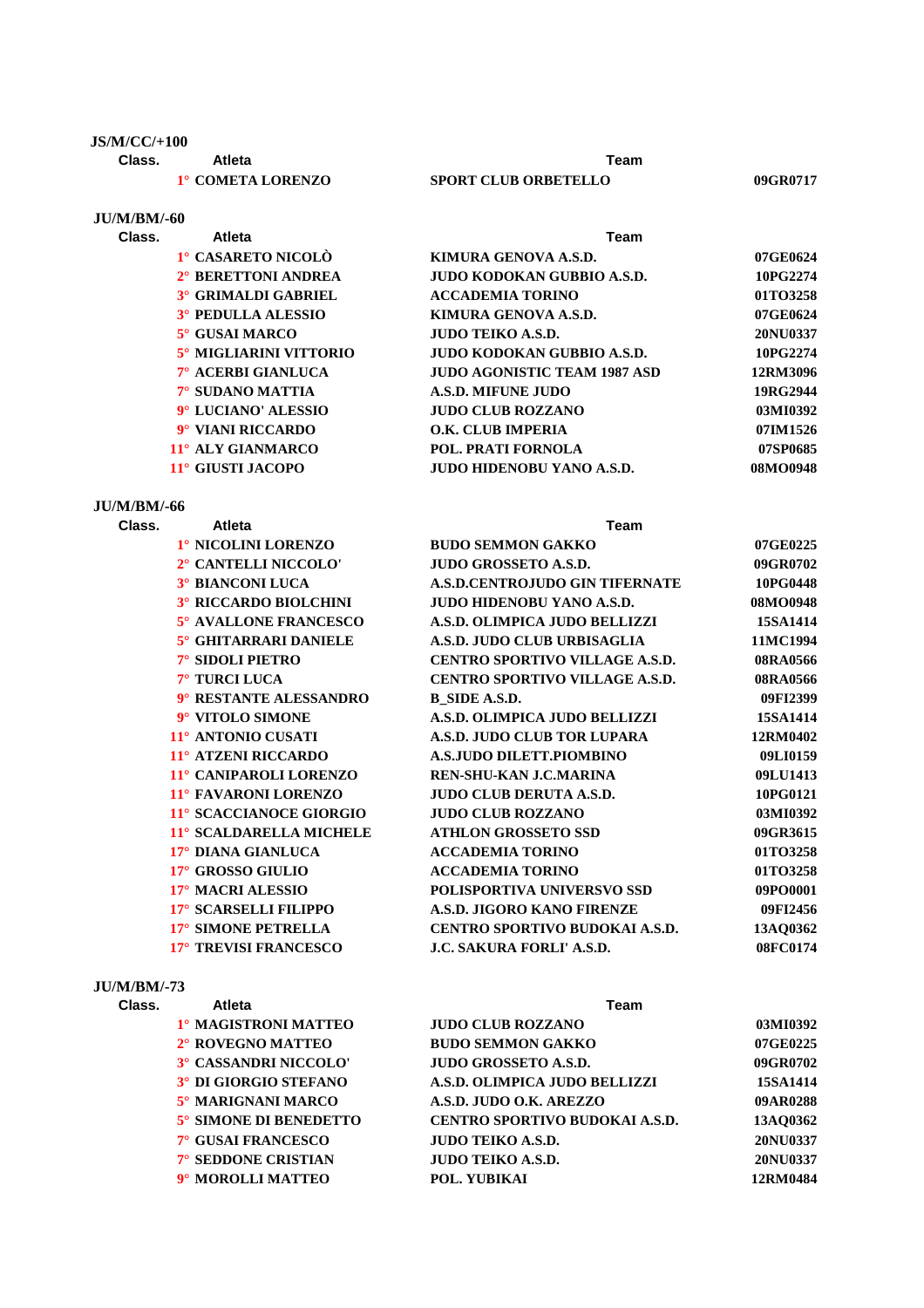**JS/M/CC/+100**

| Class. | Atleta | Team | |
|---|---|---|---|
| 1° | COMETA LORENZO | SPORT CLUB ORBETELLO | 09GR0717 |

**JU/M/BM/-60**

| Class. | Atleta | Team | |
|---|---|---|---|
| 1° | CASARETO NICOLÒ | KIMURA GENOVA A.S.D. | 07GE0624 |
| 2° | BERETTONI ANDREA | JUDO KODOKAN GUBBIO A.S.D. | 10PG2274 |
| 3° | GRIMALDI GABRIEL | ACCADEMIA TORINO | 01TO3258 |
| 3° | PEDULLA ALESSIO | KIMURA GENOVA A.S.D. | 07GE0624 |
| 5° | GUSAI MARCO | JUDO TEIKO A.S.D. | 20NU0337 |
| 5° | MIGLIARINI VITTORIO | JUDO KODOKAN GUBBIO A.S.D. | 10PG2274 |
| 7° | ACERBI GIANLUCA | JUDO AGONISTIC TEAM 1987 ASD | 12RM3096 |
| 7° | SUDANO MATTIA | A.S.D. MIFUNE JUDO | 19RG2944 |
| 9° | LUCIANO' ALESSIO | JUDO CLUB ROZZANO | 03MI0392 |
| 9° | VIANI RICCARDO | O.K. CLUB IMPERIA | 07IM1526 |
| 11° | ALY GIANMARCO | POL. PRATI FORNOLA | 07SP0685 |
| 11° | GIUSTI JACOPO | JUDO HIDENOBU YANO A.S.D. | 08MO0948 |

**JU/M/BM/-66**

| Class. | Atleta | Team | |
|---|---|---|---|
| 1° | NICOLINI LORENZO | BUDO SEMMON GAKKO | 07GE0225 |
| 2° | CANTELLI NICCOLO' | JUDO GROSSETO A.S.D. | 09GR0702 |
| 3° | BIANCONI LUCA | A.S.D.CENTROJUDO GIN TIFERNATE | 10PG0448 |
| 3° | RICCARDO BIOLCHINI | JUDO HIDENOBU YANO A.S.D. | 08MO0948 |
| 5° | AVALLONE FRANCESCO | A.S.D. OLIMPICA JUDO BELLIZZI | 15SA1414 |
| 5° | GHITARRARI DANIELE | A.S.D. JUDO CLUB URBISAGLIA | 11MC1994 |
| 7° | SIDOLI PIETRO | CENTRO SPORTIVO VILLAGE A.S.D. | 08RA0566 |
| 7° | TURCI LUCA | CENTRO SPORTIVO VILLAGE A.S.D. | 08RA0566 |
| 9° | RESTANTE ALESSANDRO | B_SIDE A.S.D. | 09FI2399 |
| 9° | VITOLO SIMONE | A.S.D. OLIMPICA JUDO BELLIZZI | 15SA1414 |
| 11° | ANTONIO CUSATI | A.S.D. JUDO CLUB TOR LUPARA | 12RM0402 |
| 11° | ATZENI RICCARDO | A.S.JUDO DILETT.PIOMBINO | 09LI0159 |
| 11° | CANIPAROLI LORENZO | REN-SHU-KAN J.C.MARINA | 09LU1413 |
| 11° | FAVARONI LORENZO | JUDO CLUB DERUTA A.S.D. | 10PG0121 |
| 11° | SCACCIANOCE GIORGIO | JUDO CLUB ROZZANO | 03MI0392 |
| 11° | SCALDARELLA MICHELE | ATHLON GROSSETO SSD | 09GR3615 |
| 17° | DIANA GIANLUCA | ACCADEMIA TORINO | 01TO3258 |
| 17° | GROSSO GIULIO | ACCADEMIA TORINO | 01TO3258 |
| 17° | MACRI ALESSIO | POLISPORTIVA UNIVERSVO SSD | 09PO0001 |
| 17° | SCARSELLI FILIPPO | A.S.D. JIGORO KANO FIRENZE | 09FI2456 |
| 17° | SIMONE PETRELLA | CENTRO SPORTIVO BUDOKAI A.S.D. | 13AQ0362 |
| 17° | TREVISI FRANCESCO | J.C. SAKURA FORLI' A.S.D. | 08FC0174 |

**JU/M/BM/-73**

| Class. | Atleta | Team | |
|---|---|---|---|
| 1° | MAGISTRONI MATTEO | JUDO CLUB ROZZANO | 03MI0392 |
| 2° | ROVEGNO MATTEO | BUDO SEMMON GAKKO | 07GE0225 |
| 3° | CASSANDRI NICCOLO' | JUDO GROSSETO A.S.D. | 09GR0702 |
| 3° | DI GIORGIO STEFANO | A.S.D. OLIMPICA JUDO BELLIZZI | 15SA1414 |
| 5° | MARIGNANI MARCO | A.S.D. JUDO O.K. AREZZO | 09AR0288 |
| 5° | SIMONE DI BENEDETTO | CENTRO SPORTIVO BUDOKAI A.S.D. | 13AQ0362 |
| 7° | GUSAI FRANCESCO | JUDO TEIKO A.S.D. | 20NU0337 |
| 7° | SEDDONE CRISTIAN | JUDO TEIKO A.S.D. | 20NU0337 |
| 9° | MOROLLI MATTEO | POL. YUBIKAI | 12RM0484 |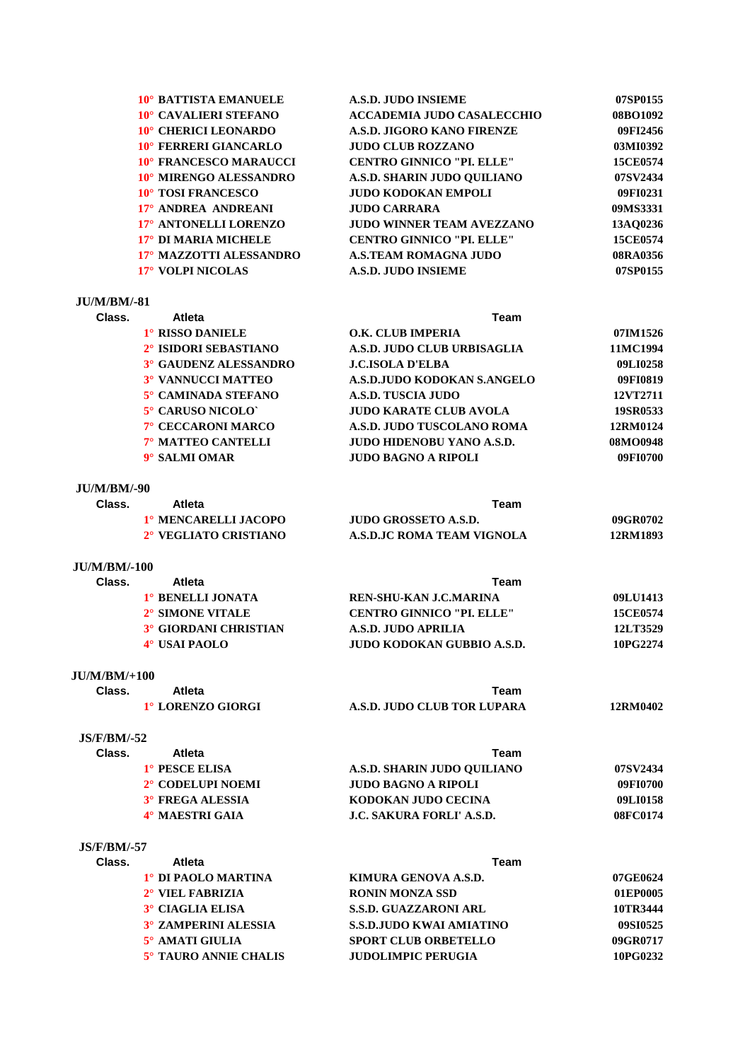| Class. | Atleta | Team | |
|---|---|---|---|
| 10° | BATTISTA EMANUELE | A.S.D. JUDO INSIEME | 07SP0155 |
| 10° | CAVALIERI STEFANO | ACCADEMIA JUDO CASALECCHIO | 08BO1092 |
| 10° | CHERICI LEONARDO | A.S.D. JIGORO KANO FIRENZE | 09FI2456 |
| 10° | FERRERI GIANCARLO | JUDO CLUB ROZZANO | 03MI0392 |
| 10° | FRANCESCO MARAUCCI | CENTRO GINNICO "PI. ELLE" | 15CE0574 |
| 10° | MIRENGO ALESSANDRO | A.S.D. SHARIN JUDO QUILIANO | 07SV2434 |
| 10° | TOSI FRANCESCO | JUDO KODOKAN EMPOLI | 09FI0231 |
| 17° | ANDREA ANDREANI | JUDO CARRARA | 09MS3331 |
| 17° | ANTONELLI LORENZO | JUDO WINNER TEAM AVEZZANO | 13AQ0236 |
| 17° | DI MARIA MICHELE | CENTRO GINNICO "PI. ELLE" | 15CE0574 |
| 17° | MAZZOTTI ALESSANDRO | A.S.TEAM ROMAGNA JUDO | 08RA0356 |
| 17° | VOLPI NICOLAS | A.S.D. JUDO INSIEME | 07SP0155 |

**JU/M/BM/-81**

| Class. | Atleta | Team | |
|---|---|---|---|
| 1° | RISSO DANIELE | O.K. CLUB IMPERIA | 07IM1526 |
| 2° | ISIDORI SEBASTIANO | A.S.D. JUDO CLUB URBISAGLIA | 11MC1994 |
| 3° | GAUDENZ ALESSANDRO | J.C.ISOLA D'ELBA | 09LI0258 |
| 3° | VANNUCCI MATTEO | A.S.D.JUDO KODOKAN S.ANGELO | 09FI0819 |
| 5° | CAMINADA STEFANO | A.S.D. TUSCIA JUDO | 12VT2711 |
| 5° | CARUSO NICOLO` | JUDO KARATE CLUB AVOLA | 19SR0533 |
| 7° | CECCARONI MARCO | A.S.D. JUDO TUSCOLANO ROMA | 12RM0124 |
| 7° | MATTEO CANTELLI | JUDO HIDENOBU YANO A.S.D. | 08MO0948 |
| 9° | SALMI OMAR | JUDO BAGNO A RIPOLI | 09FI0700 |

**JU/M/BM/-90**

| Class. | Atleta | Team | |
|---|---|---|---|
| 1° | MENCARELLI JACOPO | JUDO GROSSETO A.S.D. | 09GR0702 |
| 2° | VEGLIATO CRISTIANO | A.S.D.JC ROMA TEAM VIGNOLA | 12RM1893 |

**JU/M/BM/-100**

| Class. | Atleta | Team | |
|---|---|---|---|
| 1° | BENELLI JONATA | REN-SHU-KAN J.C.MARINA | 09LU1413 |
| 2° | SIMONE VITALE | CENTRO GINNICO "PI. ELLE" | 15CE0574 |
| 3° | GIORDANI CHRISTIAN | A.S.D. JUDO APRILIA | 12LT3529 |
| 4° | USAI PAOLO | JUDO KODOKAN GUBBIO A.S.D. | 10PG2274 |

**JU/M/BM/+100**

| Class. | Atleta | Team | |
|---|---|---|---|
| 1° | LORENZO GIORGI | A.S.D. JUDO CLUB TOR LUPARA | 12RM0402 |

**JS/F/BM/-52**

| Class. | Atleta | Team | |
|---|---|---|---|
| 1° | PESCE ELISA | A.S.D. SHARIN JUDO QUILIANO | 07SV2434 |
| 2° | CODELUPI NOEMI | JUDO BAGNO A RIPOLI | 09FI0700 |
| 3° | FREGA ALESSIA | KODOKAN JUDO CECINA | 09LI0158 |
| 4° | MAESTRI GAIA | J.C. SAKURA FORLI' A.S.D. | 08FC0174 |

**JS/F/BM/-57**

| Class. | Atleta | Team | |
|---|---|---|---|
| 1° | DI PAOLO MARTINA | KIMURA GENOVA A.S.D. | 07GE0624 |
| 2° | VIEL FABRIZIA | RONIN MONZA SSD | 01EP0005 |
| 3° | CIAGLIA ELISA | S.S.D. GUAZZARONI ARL | 10TR3444 |
| 3° | ZAMPERINI ALESSIA | S.S.D.JUDO KWAI AMIATINO | 09SI0525 |
| 5° | AMATI GIULIA | SPORT CLUB ORBETELLO | 09GR0717 |
| 5° | TAURO ANNIE CHALIS | JUDOLIMPIC PERUGIA | 10PG0232 |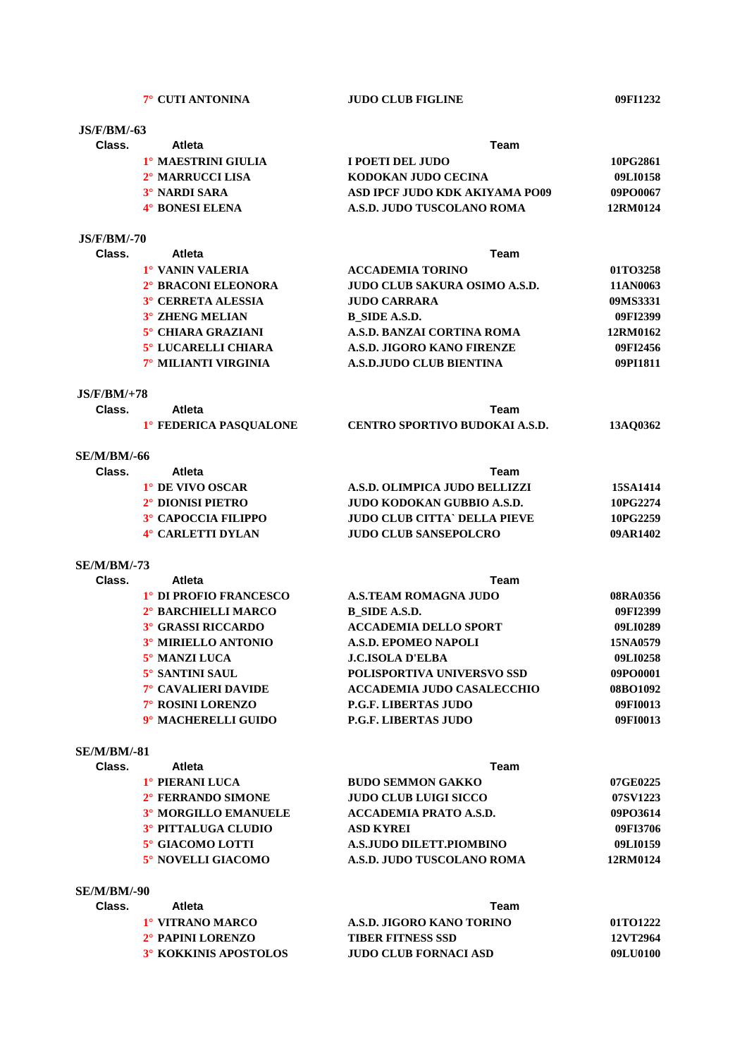| | | |
|---|---|---|
| 7° CUTI ANTONINA | JUDO CLUB FIGLINE | 09FI1232 |

**JS/F/BM/-63**

| Class. | Atleta | Team | |
|---|---|---|---|
| 1° | MAESTRINI GIULIA | I POETI DEL JUDO | 10PG2861 |
| 2° | MARRUCCI LISA | KODOKAN JUDO CECINA | 09LI0158 |
| 3° | NARDI SARA | ASD IPCF JUDO KDK AKIYAMA PO09 | 09PO0067 |
| 4° | BONESI ELENA | A.S.D. JUDO TUSCOLANO ROMA | 12RM0124 |

**JS/F/BM/-70**

| Class. | Atleta | Team | |
|---|---|---|---|
| 1° | VANIN VALERIA | ACCADEMIA TORINO | 01TO3258 |
| 2° | BRACONI ELEONORA | JUDO CLUB SAKURA OSIMO A.S.D. | 11AN0063 |
| 3° | CERRETA ALESSIA | JUDO CARRARA | 09MS3331 |
| 3° | ZHENG MELIAN | B_SIDE A.S.D. | 09FI2399 |
| 5° | CHIARA GRAZIANI | A.S.D. BANZAI CORTINA ROMA | 12RM0162 |
| 5° | LUCARELLI CHIARA | A.S.D. JIGORO KANO FIRENZE | 09FI2456 |
| 7° | MILIANTI VIRGINIA | A.S.D.JUDO CLUB BIENTINA | 09PI1811 |

**JS/F/BM/+78**

| Class. | Atleta | Team | |
|---|---|---|---|
| 1° | FEDERICA PASQUALONE | CENTRO SPORTIVO BUDOKAI A.S.D. | 13AQ0362 |

**SE/M/BM/-66**

| Class. | Atleta | Team | |
|---|---|---|---|
| 1° | DE VIVO OSCAR | A.S.D. OLIMPICA JUDO BELLIZZI | 15SA1414 |
| 2° | DIONISI PIETRO | JUDO KODOKAN GUBBIO A.S.D. | 10PG2274 |
| 3° | CAPOCCIA FILIPPO | JUDO CLUB CITTA` DELLA PIEVE | 10PG2259 |
| 4° | CARLETTI DYLAN | JUDO CLUB SANSEPOLCRO | 09AR1402 |

**SE/M/BM/-73**

| Class. | Atleta | Team | |
|---|---|---|---|
| 1° | DI PROFIO FRANCESCO | A.S.TEAM ROMAGNA JUDO | 08RA0356 |
| 2° | BARCHIELLI MARCO | B_SIDE A.S.D. | 09FI2399 |
| 3° | GRASSI RICCARDO | ACCADEMIA DELLO SPORT | 09LI0289 |
| 3° | MIRIELLO ANTONIO | A.S.D. EPOMEO NAPOLI | 15NA0579 |
| 5° | MANZI LUCA | J.C.ISOLA D'ELBA | 09LI0258 |
| 5° | SANTINI SAUL | POLISPORTIVA UNIVERSVO SSD | 09PO0001 |
| 7° | CAVALIERI DAVIDE | ACCADEMIA JUDO CASALECCHIO | 08BO1092 |
| 7° | ROSINI LORENZO | P.G.F. LIBERTAS JUDO | 09FI0013 |
| 9° | MACHERELLI GUIDO | P.G.F. LIBERTAS JUDO | 09FI0013 |

**SE/M/BM/-81**

| Class. | Atleta | Team | |
|---|---|---|---|
| 1° | PIERANI LUCA | BUDO SEMMON GAKKO | 07GE0225 |
| 2° | FERRANDO SIMONE | JUDO CLUB LUIGI SICCO | 07SV1223 |
| 3° | MORGILLO EMANUELE | ACCADEMIA PRATO A.S.D. | 09PO3614 |
| 3° | PITTALUGA CLUDIO | ASD KYREI | 09FI3706 |
| 5° | GIACOMO LOTTI | A.S.JUDO DILETT.PIOMBINO | 09LI0159 |
| 5° | NOVELLI GIACOMO | A.S.D. JUDO TUSCOLANO ROMA | 12RM0124 |

**SE/M/BM/-90**

| Class. | Atleta | Team | |
|---|---|---|---|
| 1° | VITRANO MARCO | A.S.D. JIGORO KANO TORINO | 01TO1222 |
| 2° | PAPINI LORENZO | TIBER FITNESS SSD | 12VT2964 |
| 3° | KOKKINIS APOSTOLOS | JUDO CLUB FORNACI ASD | 09LU0100 |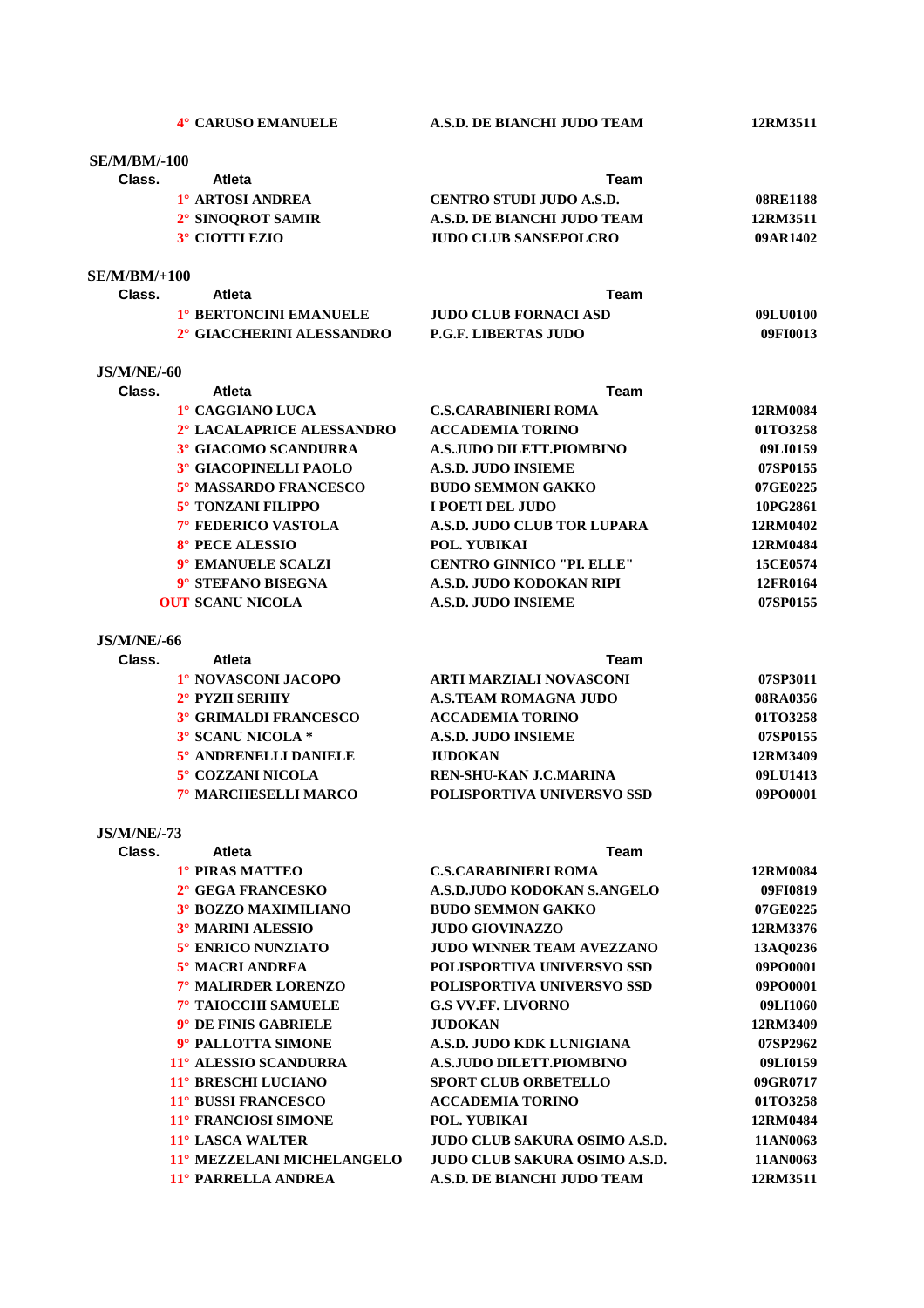| Class. | Atleta | Team | |
|---|---|---|---|
| 4° | CARUSO EMANUELE | A.S.D. DE BIANCHI JUDO TEAM | 12RM3511 |

**SE/M/BM/-100**

| Class. | Atleta | Team | |
|---|---|---|---|
| 1° | ARTOSI ANDREA | CENTRO STUDI JUDO A.S.D. | 08RE1188 |
| 2° | SINOQROT SAMIR | A.S.D. DE BIANCHI JUDO TEAM | 12RM3511 |
| 3° | CIOTTI EZIO | JUDO CLUB SANSEPOLCRO | 09AR1402 |

**SE/M/BM/+100**

| Class. | Atleta | Team | |
|---|---|---|---|
| 1° | BERTONCINI EMANUELE | JUDO CLUB FORNACI ASD | 09LU0100 |
| 2° | GIACCHERINI ALESSANDRO | P.G.F. LIBERTAS JUDO | 09FI0013 |

**JS/M/NE/-60**

| Class. | Atleta | Team | |
|---|---|---|---|
| 1° | CAGGIANO LUCA | C.S.CARABINIERI ROMA | 12RM0084 |
| 2° | LACALAPRICE ALESSANDRO | ACCADEMIA TORINO | 01TO3258 |
| 3° | GIACOMO SCANDURRA | A.S.JUDO DILETT.PIOMBINO | 09LI0159 |
| 3° | GIACOPINELLI PAOLO | A.S.D. JUDO INSIEME | 07SP0155 |
| 5° | MASSARDO FRANCESCO | BUDO SEMMON GAKKO | 07GE0225 |
| 5° | TONZANI FILIPPO | I POETI DEL JUDO | 10PG2861 |
| 7° | FEDERICO VASTOLA | A.S.D. JUDO CLUB TOR LUPARA | 12RM0402 |
| 8° | PECE ALESSIO | POL. YUBIKAI | 12RM0484 |
| 9° | EMANUELE SCALZI | CENTRO GINNICO "PI. ELLE" | 15CE0574 |
| 9° | STEFANO BISEGNA | A.S.D. JUDO KODOKAN RIPI | 12FR0164 |
| OUT | SCANU NICOLA | A.S.D. JUDO INSIEME | 07SP0155 |

**JS/M/NE/-66**

| Class. | Atleta | Team | |
|---|---|---|---|
| 1° | NOVASCONI JACOPO | ARTI MARZIALI NOVASCONI | 07SP3011 |
| 2° | PYZH SERHIY | A.S.TEAM ROMAGNA JUDO | 08RA0356 |
| 3° | GRIMALDI FRANCESCO | ACCADEMIA TORINO | 01TO3258 |
| 3° | SCANU NICOLA * | A.S.D. JUDO INSIEME | 07SP0155 |
| 5° | ANDRENELLI DANIELE | JUDOKAN | 12RM3409 |
| 5° | COZZANI NICOLA | REN-SHU-KAN J.C.MARINA | 09LU1413 |
| 7° | MARCHESELLI MARCO | POLISPORTIVA UNIVERSVO SSD | 09PO0001 |

**JS/M/NE/-73**

| Class. | Atleta | Team | |
|---|---|---|---|
| 1° | PIRAS MATTEO | C.S.CARABINIERI ROMA | 12RM0084 |
| 2° | GEGA FRANCESKO | A.S.D.JUDO KODOKAN S.ANGELO | 09FI0819 |
| 3° | BOZZO MAXIMILIANO | BUDO SEMMON GAKKO | 07GE0225 |
| 3° | MARINI ALESSIO | JUDO GIOVINAZZO | 12RM3376 |
| 5° | ENRICO NUNZIATO | JUDO WINNER TEAM AVEZZANO | 13AQ0236 |
| 5° | MACRI ANDREA | POLISPORTIVA UNIVERSVO SSD | 09PO0001 |
| 7° | MALIRDER LORENZO | POLISPORTIVA UNIVERSVO SSD | 09PO0001 |
| 7° | TAIOCCHI SAMUELE | G.S VV.FF. LIVORNO | 09LI1060 |
| 9° | DE FINIS GABRIELE | JUDOKAN | 12RM3409 |
| 9° | PALLOTTA SIMONE | A.S.D. JUDO KDK LUNIGIANA | 07SP2962 |
| 11° | ALESSIO SCANDURRA | A.S.JUDO DILETT.PIOMBINO | 09LI0159 |
| 11° | BRESCHI LUCIANO | SPORT CLUB ORBETELLO | 09GR0717 |
| 11° | BUSSI FRANCESCO | ACCADEMIA TORINO | 01TO3258 |
| 11° | FRANCIOSI SIMONE | POL. YUBIKAI | 12RM0484 |
| 11° | LASCA WALTER | JUDO CLUB SAKURA OSIMO A.S.D. | 11AN0063 |
| 11° | MEZZELANI MICHELANGELO | JUDO CLUB SAKURA OSIMO A.S.D. | 11AN0063 |
| 11° | PARRELLA ANDREA | A.S.D. DE BIANCHI JUDO TEAM | 12RM3511 |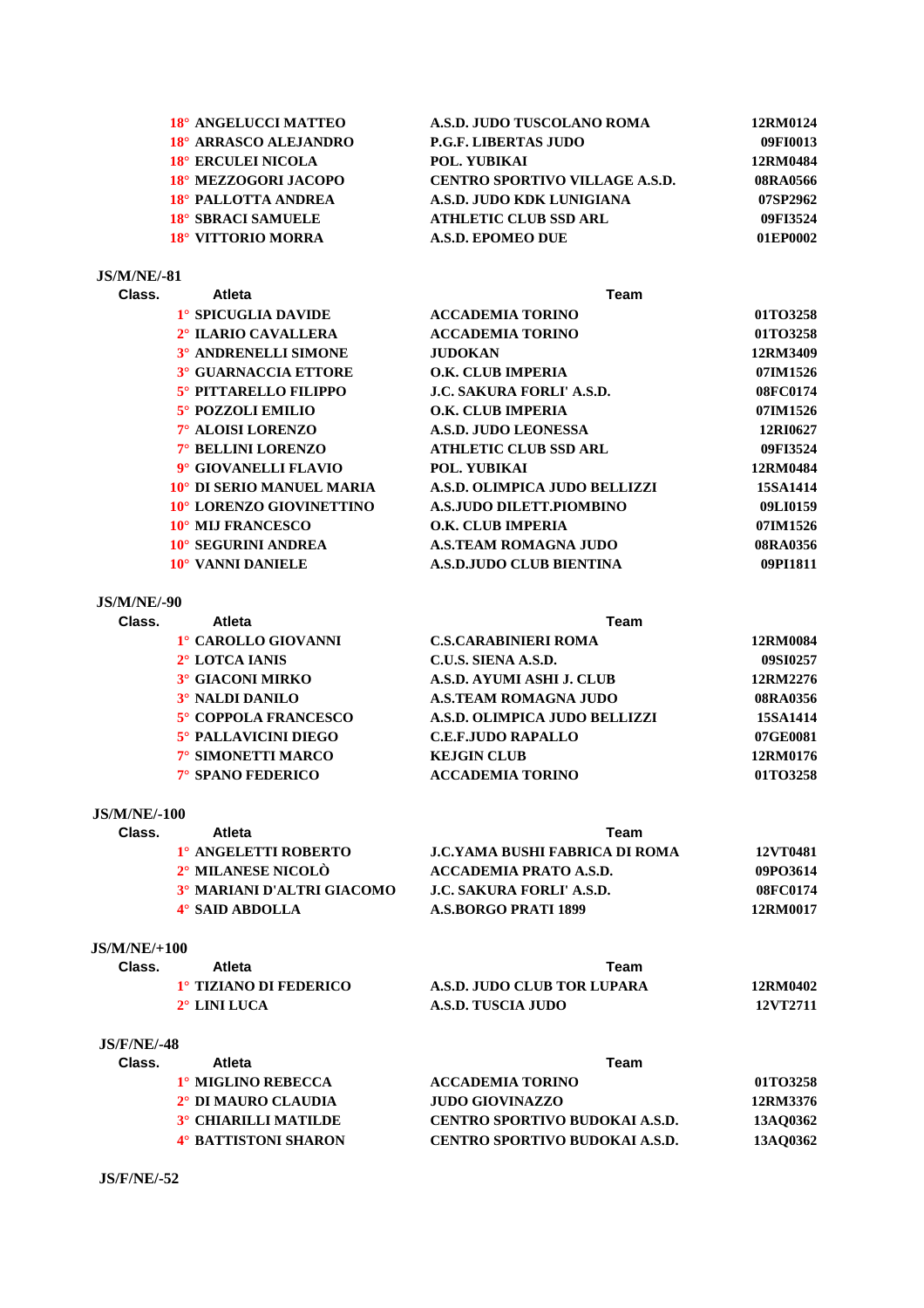| Class. | Atleta | Team | |
|---|---|---|---|
| 18° | ANGELUCCI MATTEO | A.S.D. JUDO TUSCOLANO ROMA | 12RM0124 |
| 18° | ARRASCO ALEJANDRO | P.G.F. LIBERTAS JUDO | 09FI0013 |
| 18° | ERCULEI NICOLA | POL. YUBIKAI | 12RM0484 |
| 18° | MEZZOGORI JACOPO | CENTRO SPORTIVO VILLAGE A.S.D. | 08RA0566 |
| 18° | PALLOTTA ANDREA | A.S.D. JUDO KDK LUNIGIANA | 07SP2962 |
| 18° | SBRACI SAMUELE | ATHLETIC CLUB SSD ARL | 09FI3524 |
| 18° | VITTORIO MORRA | A.S.D. EPOMEO DUE | 01EP0002 |

**JS/M/NE/-81**

| Class. | Atleta | Team | |
|---|---|---|---|
| 1° | SPICUGLIA DAVIDE | ACCADEMIA TORINO | 01TO3258 |
| 2° | ILARIO CAVALLERA | ACCADEMIA TORINO | 01TO3258 |
| 3° | ANDRENELLI SIMONE | JUDOKAN | 12RM3409 |
| 3° | GUARNACCIA ETTORE | O.K. CLUB IMPERIA | 07IM1526 |
| 5° | PITTARELLO FILIPPO | J.C. SAKURA FORLI' A.S.D. | 08FC0174 |
| 5° | POZZOLI EMILIO | O.K. CLUB IMPERIA | 07IM1526 |
| 7° | ALOISI LORENZO | A.S.D. JUDO LEONESSA | 12RI0627 |
| 7° | BELLINI LORENZO | ATHLETIC CLUB SSD ARL | 09FI3524 |
| 9° | GIOVANELLI FLAVIO | POL. YUBIKAI | 12RM0484 |
| 10° | DI SERIO MANUEL MARIA | A.S.D. OLIMPICA JUDO BELLIZZI | 15SA1414 |
| 10° | LORENZO GIOVINETTINO | A.S.JUDO DILETT.PIOMBINO | 09LI0159 |
| 10° | MIJ FRANCESCO | O.K. CLUB IMPERIA | 07IM1526 |
| 10° | SEGURINI ANDREA | A.S.TEAM ROMAGNA JUDO | 08RA0356 |
| 10° | VANNI DANIELE | A.S.D.JUDO CLUB BIENTINA | 09PI1811 |

**JS/M/NE/-90**

| Class. | Atleta | Team | |
|---|---|---|---|
| 1° | CAROLLO GIOVANNI | C.S.CARABINIERI ROMA | 12RM0084 |
| 2° | LOTCA IANIS | C.U.S. SIENA A.S.D. | 09SI0257 |
| 3° | GIACONI MIRKO | A.S.D. AYUMI ASHI J. CLUB | 12RM2276 |
| 3° | NALDI DANILO | A.S.TEAM ROMAGNA JUDO | 08RA0356 |
| 5° | COPPOLA FRANCESCO | A.S.D. OLIMPICA JUDO BELLIZZI | 15SA1414 |
| 5° | PALLAVICINI DIEGO | C.E.F.JUDO RAPALLO | 07GE0081 |
| 7° | SIMONETTI MARCO | KEJGIN CLUB | 12RM0176 |
| 7° | SPANO FEDERICO | ACCADEMIA TORINO | 01TO3258 |

**JS/M/NE/-100**

| Class. | Atleta | Team | |
|---|---|---|---|
| 1° | ANGELETTI ROBERTO | J.C.YAMA BUSHI FABRICA DI ROMA | 12VT0481 |
| 2° | MILANESE NICOLÒ | ACCADEMIA PRATO A.S.D. | 09PO3614 |
| 3° | MARIANI D'ALTRI GIACOMO | J.C. SAKURA FORLI' A.S.D. | 08FC0174 |
| 4° | SAID ABDOLLA | A.S.BORGO PRATI 1899 | 12RM0017 |

**JS/M/NE/+100**

| Class. | Atleta | Team | |
|---|---|---|---|
| 1° | TIZIANO DI FEDERICO | A.S.D. JUDO CLUB TOR LUPARA | 12RM0402 |
| 2° | LINI LUCA | A.S.D. TUSCIA JUDO | 12VT2711 |

**JS/F/NE/-48**

| Class. | Atleta | Team | |
|---|---|---|---|
| 1° | MIGLINO REBECCA | ACCADEMIA TORINO | 01TO3258 |
| 2° | DI MAURO CLAUDIA | JUDO GIOVINAZZO | 12RM3376 |
| 3° | CHIARILLI MATILDE | CENTRO SPORTIVO BUDOKAI A.S.D. | 13AQ0362 |
| 4° | BATTISTONI SHARON | CENTRO SPORTIVO BUDOKAI A.S.D. | 13AQ0362 |

**JS/F/NE/-52**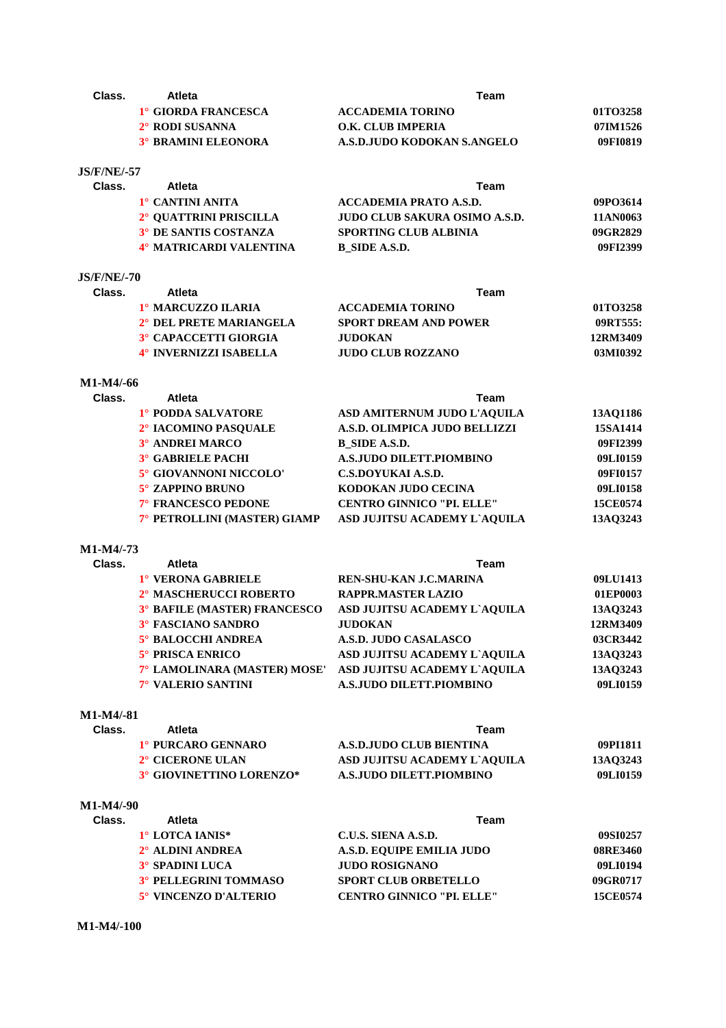| Class. | Atleta | Team | |
|---|---|---|---|
| 1° | GIORDA FRANCESCA | ACCADEMIA TORINO | 01TO3258 |
| 2° | RODI SUSANNA | O.K. CLUB IMPERIA | 07IM1526 |
| 3° | BRAMINI ELEONORA | A.S.D.JUDO KODOKAN S.ANGELO | 09FI0819 |

**JS/F/NE/-57**

| Class. | Atleta | Team | |
|---|---|---|---|
| 1° | CANTINI ANITA | ACCADEMIA PRATO A.S.D. | 09PO3614 |
| 2° | QUATTRINI PRISCILLA | JUDO CLUB SAKURA OSIMO A.S.D. | 11AN0063 |
| 3° | DE SANTIS COSTANZA | SPORTING CLUB ALBINIA | 09GR2829 |
| 4° | MATRICARDI VALENTINA | B_SIDE A.S.D. | 09FI2399 |

**JS/F/NE/-70**

| Class. | Atleta | Team | |
|---|---|---|---|
| 1° | MARCUZZO ILARIA | ACCADEMIA TORINO | 01TO3258 |
| 2° | DEL PRETE MARIANGELA | SPORT DREAM AND POWER | 09RT555: |
| 3° | CAPACCETTI GIORGIA | JUDOKAN | 12RM3409 |
| 4° | INVERNIZZI ISABELLA | JUDO CLUB ROZZANO | 03MI0392 |

**M1-M4/-66**

| Class. | Atleta | Team | |
|---|---|---|---|
| 1° | PODDA SALVATORE | ASD AMITERNUM JUDO L'AQUILA | 13AQ1186 |
| 2° | IACOMINO PASQUALE | A.S.D. OLIMPICA JUDO BELLIZZI | 15SA1414 |
| 3° | ANDREI MARCO | B_SIDE A.S.D. | 09FI2399 |
| 3° | GABRIELE PACHI | A.S.JUDO DILETT.PIOMBINO | 09LI0159 |
| 5° | GIOVANNONI NICCOLO' | C.S.DOYUKAI A.S.D. | 09FI0157 |
| 5° | ZAPPINO BRUNO | KODOKAN JUDO CECINA | 09LI0158 |
| 7° | FRANCESCO PEDONE | CENTRO GINNICO "PI. ELLE" | 15CE0574 |
| 7° | PETROLLINI (MASTER) GIAMP | ASD JUJITSU ACADEMY L`AQUILA | 13AQ3243 |

**M1-M4/-73**

| Class. | Atleta | Team | |
|---|---|---|---|
| 1° | VERONA GABRIELE | REN-SHU-KAN J.C.MARINA | 09LU1413 |
| 2° | MASCHERUCCI ROBERTO | RAPPR.MASTER LAZIO | 01EP0003 |
| 3° | BAFILE (MASTER) FRANCESCO | ASD JUJITSU ACADEMY L`AQUILA | 13AQ3243 |
| 3° | FASCIANO SANDRO | JUDOKAN | 12RM3409 |
| 5° | BALOCCHI ANDREA | A.S.D. JUDO CASALASCO | 03CR3442 |
| 5° | PRISCA ENRICO | ASD JUJITSU ACADEMY L`AQUILA | 13AQ3243 |
| 7° | LAMOLINARA (MASTER) MOSE' | ASD JUJITSU ACADEMY L`AQUILA | 13AQ3243 |
| 7° | VALERIO SANTINI | A.S.JUDO DILETT.PIOMBINO | 09LI0159 |

**M1-M4/-81**

| Class. | Atleta | Team | |
|---|---|---|---|
| 1° | PURCARO GENNARO | A.S.D.JUDO CLUB BIENTINA | 09PI1811 |
| 2° | CICERONE ULAN | ASD JUJITSU ACADEMY L`AQUILA | 13AQ3243 |
| 3° | GIOVINETTINO LORENZO* | A.S.JUDO DILETT.PIOMBINO | 09LI0159 |

**M1-M4/-90**

| Class. | Atleta | Team | |
|---|---|---|---|
| 1° | LOTCA IANIS* | C.U.S. SIENA A.S.D. | 09SI0257 |
| 2° | ALDINI ANDREA | A.S.D. EQUIPE EMILIA JUDO | 08RE3460 |
| 3° | SPADINI LUCA | JUDO ROSIGNANO | 09LI0194 |
| 3° | PELLEGRINI TOMMASO | SPORT CLUB ORBETELLO | 09GR0717 |
| 5° | VINCENZO D'ALTERIO | CENTRO GINNICO "PI. ELLE" | 15CE0574 |

**M1-M4/-100**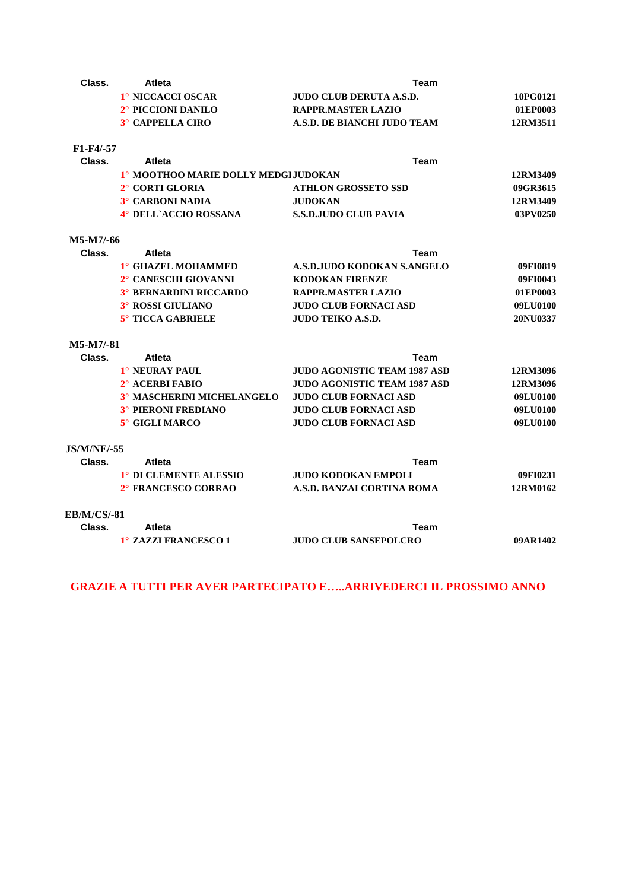| Class. | Atleta | Team | |
|---|---|---|---|
| 1° | NICCACCI OSCAR | JUDO CLUB DERUTA A.S.D. | 10PG0121 |
| 2° | PICCIONI DANILO | RAPPR.MASTER LAZIO | 01EP0003 |
| 3° | CAPPELLA CIRO | A.S.D. DE BIANCHI JUDO TEAM | 12RM3511 |

**F1-F4/-57**

| Class. | Atleta | Team | |
|---|---|---|---|
| 1° | MOOTHOO MARIE DOLLY MEDGI | JUDOKAN | 12RM3409 |
| 2° | CORTI GLORIA | ATHLON GROSSETO SSD | 09GR3615 |
| 3° | CARBONI NADIA | JUDOKAN | 12RM3409 |
| 4° | DELL`ACCIO ROSSANA | S.S.D.JUDO CLUB PAVIA | 03PV0250 |

**M5-M7/-66**

| Class. | Atleta | Team | |
|---|---|---|---|
| 1° | GHAZEL MOHAMMED | A.S.D.JUDO KODOKAN S.ANGELO | 09FI0819 |
| 2° | CANESCHI GIOVANNI | KODOKAN FIRENZE | 09FI0043 |
| 3° | BERNARDINI RICCARDO | RAPPR.MASTER LAZIO | 01EP0003 |
| 3° | ROSSI GIULIANO | JUDO CLUB FORNACI ASD | 09LU0100 |
| 5° | TICCA GABRIELE | JUDO TEIKO A.S.D. | 20NU0337 |

**M5-M7/-81**

| Class. | Atleta | Team | |
|---|---|---|---|
| 1° | NEURAY PAUL | JUDO AGONISTIC TEAM 1987 ASD | 12RM3096 |
| 2° | ACERBI FABIO | JUDO AGONISTIC TEAM 1987 ASD | 12RM3096 |
| 3° | MASCHERINI MICHELANGELO | JUDO CLUB FORNACI ASD | 09LU0100 |
| 3° | PIERONI FREDIANO | JUDO CLUB FORNACI ASD | 09LU0100 |
| 5° | GIGLI MARCO | JUDO CLUB FORNACI ASD | 09LU0100 |

**JS/M/NE/-55**

| Class. | Atleta | Team | |
|---|---|---|---|
| 1° | DI CLEMENTE ALESSIO | JUDO KODOKAN EMPOLI | 09FI0231 |
| 2° | FRANCESCO CORRAO | A.S.D. BANZAI CORTINA ROMA | 12RM0162 |

**EB/M/CS/-81**

| Class. | Atleta | Team | |
|---|---|---|---|
| 1° | ZAZZI FRANCESCO 1 | JUDO CLUB SANSEPOLCRO | 09AR1402 |

**GRAZIE A TUTTI PER AVER PARTECIPATO E…..ARRIVEDERCI IL PROSSIMO ANNO**